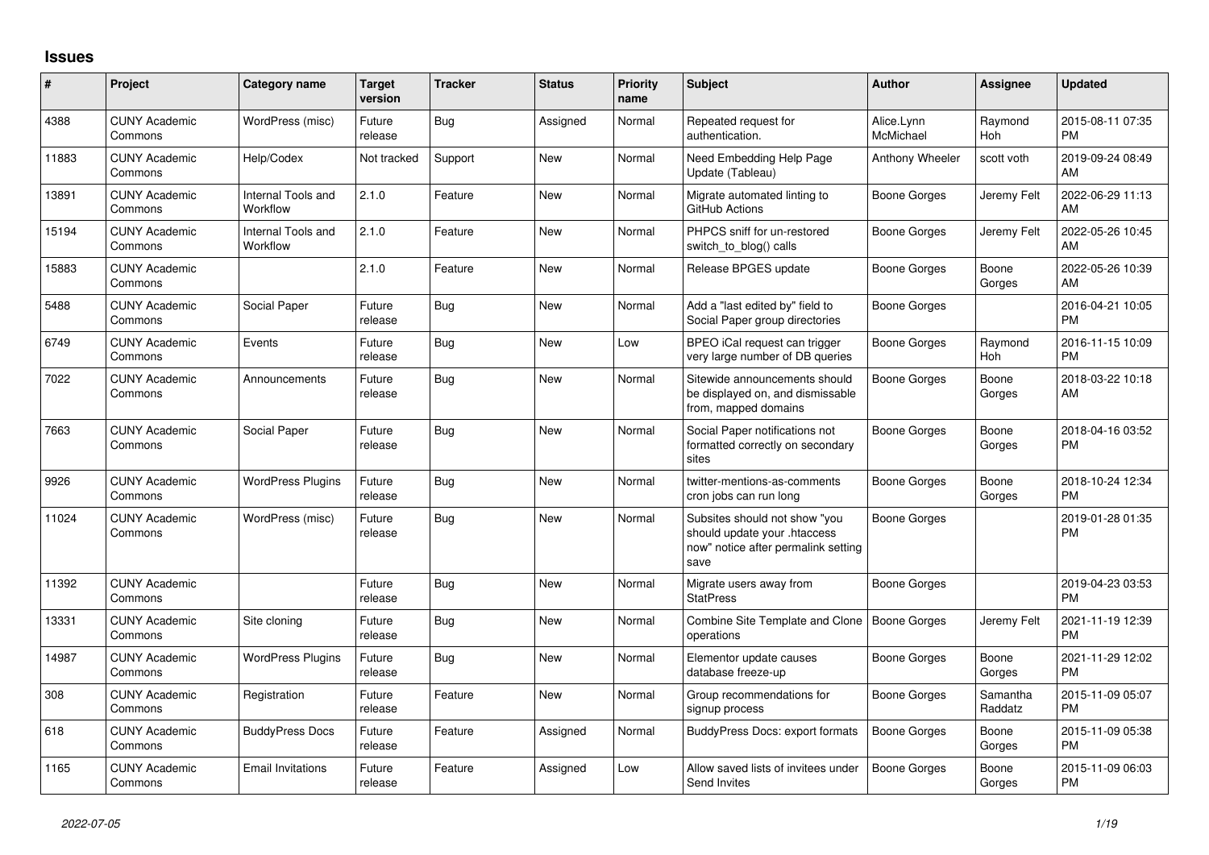# Issues

| # | Project | Category name | Target version | Tracker | Status | Priority name | Subject | Author | Assignee | Updated |
|---|---|---|---|---|---|---|---|---|---|---|
| 4388 | CUNY Academic Commons | WordPress (misc) | Future release | Bug | Assigned | Normal | Repeated request for authentication. | Alice.Lynn McMichael | Raymond Hoh | 2015-08-11 07:35 PM |
| 11883 | CUNY Academic Commons | Help/Codex | Not tracked | Support | New | Normal | Need Embedding Help Page Update (Tableau) | Anthony Wheeler | scott voth | 2019-09-24 08:49 AM |
| 13891 | CUNY Academic Commons | Internal Tools and Workflow | 2.1.0 | Feature | New | Normal | Migrate automated linting to GitHub Actions | Boone Gorges | Jeremy Felt | 2022-06-29 11:13 AM |
| 15194 | CUNY Academic Commons | Internal Tools and Workflow | 2.1.0 | Feature | New | Normal | PHPCS sniff for un-restored switch_to_blog() calls | Boone Gorges | Jeremy Felt | 2022-05-26 10:45 AM |
| 15883 | CUNY Academic Commons | | 2.1.0 | Feature | New | Normal | Release BPGES update | Boone Gorges | Boone Gorges | 2022-05-26 10:39 AM |
| 5488 | CUNY Academic Commons | Social Paper | Future release | Bug | New | Normal | Add a "last edited by" field to Social Paper group directories | Boone Gorges | | 2016-04-21 10:05 PM |
| 6749 | CUNY Academic Commons | Events | Future release | Bug | New | Low | BPEO iCal request can trigger very large number of DB queries | Boone Gorges | Raymond Hoh | 2016-11-15 10:09 PM |
| 7022 | CUNY Academic Commons | Announcements | Future release | Bug | New | Normal | Sitewide announcements should be displayed on, and dismissable from, mapped domains | Boone Gorges | Boone Gorges | 2018-03-22 10:18 AM |
| 7663 | CUNY Academic Commons | Social Paper | Future release | Bug | New | Normal | Social Paper notifications not formatted correctly on secondary sites | Boone Gorges | Boone Gorges | 2018-04-16 03:52 PM |
| 9926 | CUNY Academic Commons | WordPress Plugins | Future release | Bug | New | Normal | twitter-mentions-as-comments cron jobs can run long | Boone Gorges | Boone Gorges | 2018-10-24 12:34 PM |
| 11024 | CUNY Academic Commons | WordPress (misc) | Future release | Bug | New | Normal | Subsites should not show "you should update your .htaccess now" notice after permalink setting save | Boone Gorges | | 2019-01-28 01:35 PM |
| 11392 | CUNY Academic Commons | | Future release | Bug | New | Normal | Migrate users away from StatPress | Boone Gorges | | 2019-04-23 03:53 PM |
| 13331 | CUNY Academic Commons | Site cloning | Future release | Bug | New | Normal | Combine Site Template and Clone operations | Boone Gorges | Jeremy Felt | 2021-11-19 12:39 PM |
| 14987 | CUNY Academic Commons | WordPress Plugins | Future release | Bug | New | Normal | Elementor update causes database freeze-up | Boone Gorges | Boone Gorges | 2021-11-29 12:02 PM |
| 308 | CUNY Academic Commons | Registration | Future release | Feature | New | Normal | Group recommendations for signup process | Boone Gorges | Samantha Raddatz | 2015-11-09 05:07 PM |
| 618 | CUNY Academic Commons | BuddyPress Docs | Future release | Feature | Assigned | Normal | BuddyPress Docs: export formats | Boone Gorges | Boone Gorges | 2015-11-09 05:38 PM |
| 1165 | CUNY Academic Commons | Email Invitations | Future release | Feature | Assigned | Low | Allow saved lists of invitees under Send Invites | Boone Gorges | Boone Gorges | 2015-11-09 06:03 PM |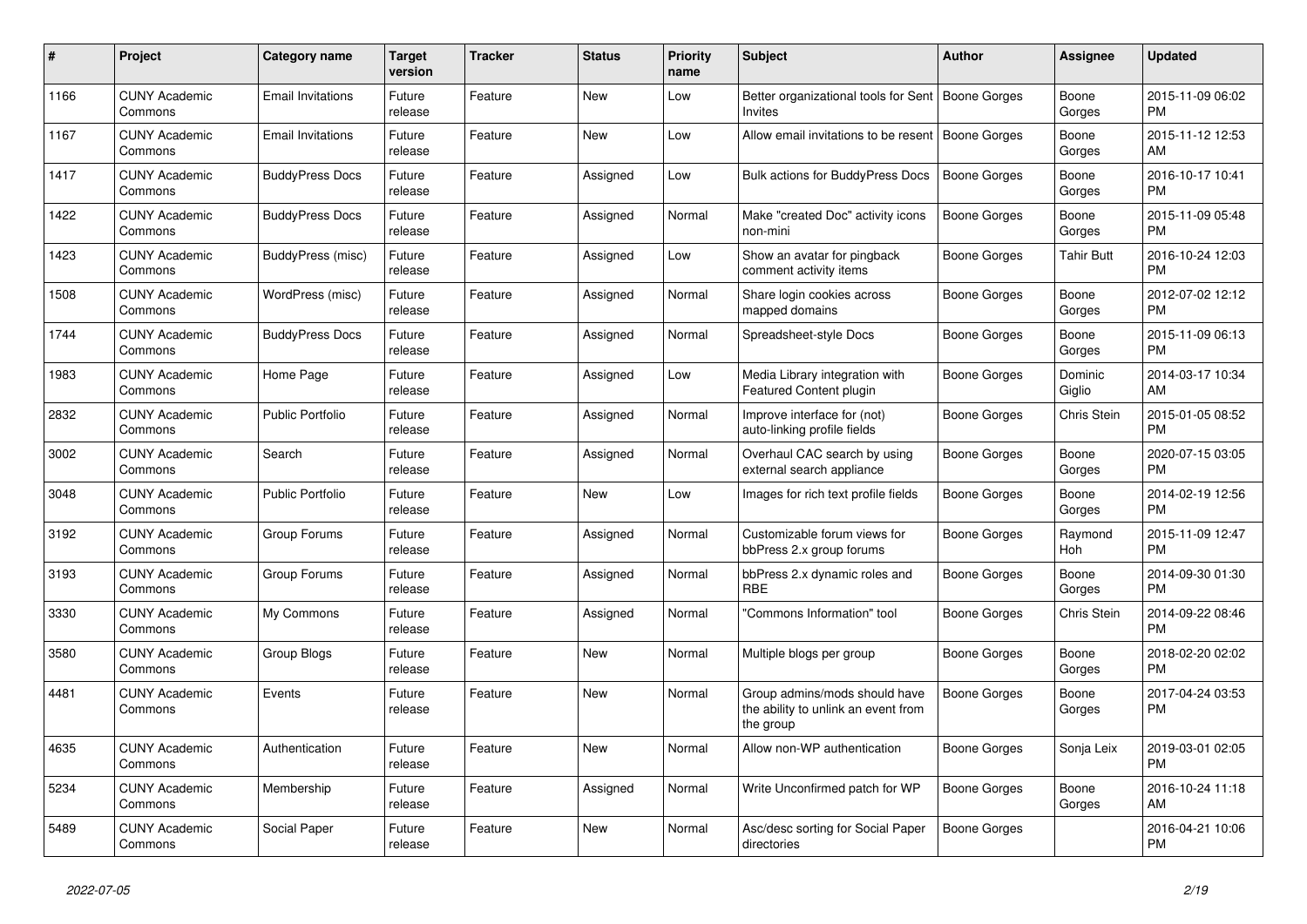| # | Project | Category name | Target version | Tracker | Status | Priority name | Subject | Author | Assignee | Updated |
|---|---|---|---|---|---|---|---|---|---|---|
| 1166 | CUNY Academic Commons | Email Invitations | Future release | Feature | New | Low | Better organizational tools for Sent Invites | Boone Gorges | Boone Gorges | 2015-11-09 06:02 PM |
| 1167 | CUNY Academic Commons | Email Invitations | Future release | Feature | New | Low | Allow email invitations to be resent | Boone Gorges | Boone Gorges | 2015-11-12 12:53 AM |
| 1417 | CUNY Academic Commons | BuddyPress Docs | Future release | Feature | Assigned | Low | Bulk actions for BuddyPress Docs | Boone Gorges | Boone Gorges | 2016-10-17 10:41 PM |
| 1422 | CUNY Academic Commons | BuddyPress Docs | Future release | Feature | Assigned | Normal | Make "created Doc" activity icons non-mini | Boone Gorges | Boone Gorges | 2015-11-09 05:48 PM |
| 1423 | CUNY Academic Commons | BuddyPress (misc) | Future release | Feature | Assigned | Low | Show an avatar for pingback comment activity items | Boone Gorges | Tahir Butt | 2016-10-24 12:03 PM |
| 1508 | CUNY Academic Commons | WordPress (misc) | Future release | Feature | Assigned | Normal | Share login cookies across mapped domains | Boone Gorges | Boone Gorges | 2012-07-02 12:12 PM |
| 1744 | CUNY Academic Commons | BuddyPress Docs | Future release | Feature | Assigned | Normal | Spreadsheet-style Docs | Boone Gorges | Boone Gorges | 2015-11-09 06:13 PM |
| 1983 | CUNY Academic Commons | Home Page | Future release | Feature | Assigned | Low | Media Library integration with Featured Content plugin | Boone Gorges | Dominic Giglio | 2014-03-17 10:34 AM |
| 2832 | CUNY Academic Commons | Public Portfolio | Future release | Feature | Assigned | Normal | Improve interface for (not) auto-linking profile fields | Boone Gorges | Chris Stein | 2015-01-05 08:52 PM |
| 3002 | CUNY Academic Commons | Search | Future release | Feature | Assigned | Normal | Overhaul CAC search by using external search appliance | Boone Gorges | Boone Gorges | 2020-07-15 03:05 PM |
| 3048 | CUNY Academic Commons | Public Portfolio | Future release | Feature | New | Low | Images for rich text profile fields | Boone Gorges | Boone Gorges | 2014-02-19 12:56 PM |
| 3192 | CUNY Academic Commons | Group Forums | Future release | Feature | Assigned | Normal | Customizable forum views for bbPress 2.x group forums | Boone Gorges | Raymond Hoh | 2015-11-09 12:47 PM |
| 3193 | CUNY Academic Commons | Group Forums | Future release | Feature | Assigned | Normal | bbPress 2.x dynamic roles and RBE | Boone Gorges | Boone Gorges | 2014-09-30 01:30 PM |
| 3330 | CUNY Academic Commons | My Commons | Future release | Feature | Assigned | Normal | "Commons Information" tool | Boone Gorges | Chris Stein | 2014-09-22 08:46 PM |
| 3580 | CUNY Academic Commons | Group Blogs | Future release | Feature | New | Normal | Multiple blogs per group | Boone Gorges | Boone Gorges | 2018-02-20 02:02 PM |
| 4481 | CUNY Academic Commons | Events | Future release | Feature | New | Normal | Group admins/mods should have the ability to unlink an event from the group | Boone Gorges | Boone Gorges | 2017-04-24 03:53 PM |
| 4635 | CUNY Academic Commons | Authentication | Future release | Feature | New | Normal | Allow non-WP authentication | Boone Gorges | Sonja Leix | 2019-03-01 02:05 PM |
| 5234 | CUNY Academic Commons | Membership | Future release | Feature | Assigned | Normal | Write Unconfirmed patch for WP | Boone Gorges | Boone Gorges | 2016-10-24 11:18 AM |
| 5489 | CUNY Academic Commons | Social Paper | Future release | Feature | New | Normal | Asc/desc sorting for Social Paper directories | Boone Gorges | | 2016-04-21 10:06 PM |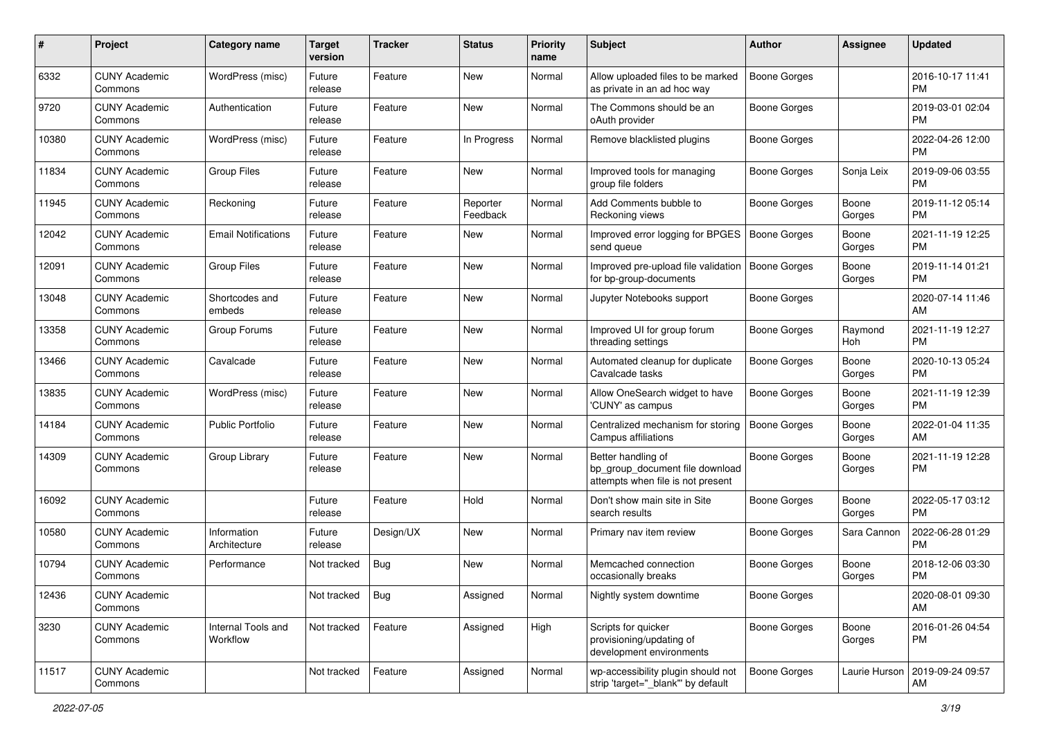| # | Project | Category name | Target version | Tracker | Status | Priority name | Subject | Author | Assignee | Updated |
|---|---|---|---|---|---|---|---|---|---|---|
| 6332 | CUNY Academic Commons | WordPress (misc) | Future release | Feature | New | Normal | Allow uploaded files to be marked as private in an ad hoc way | Boone Gorges | | 2016-10-17 11:41 PM |
| 9720 | CUNY Academic Commons | Authentication | Future release | Feature | New | Normal | The Commons should be an oAuth provider | Boone Gorges | | 2019-03-01 02:04 PM |
| 10380 | CUNY Academic Commons | WordPress (misc) | Future release | Feature | In Progress | Normal | Remove blacklisted plugins | Boone Gorges | | 2022-04-26 12:00 PM |
| 11834 | CUNY Academic Commons | Group Files | Future release | Feature | New | Normal | Improved tools for managing group file folders | Boone Gorges | Sonja Leix | 2019-09-06 03:55 PM |
| 11945 | CUNY Academic Commons | Reckoning | Future release | Feature | Reporter Feedback | Normal | Add Comments bubble to Reckoning views | Boone Gorges | Boone Gorges | 2019-11-12 05:14 PM |
| 12042 | CUNY Academic Commons | Email Notifications | Future release | Feature | New | Normal | Improved error logging for BPGES send queue | Boone Gorges | Boone Gorges | 2021-11-19 12:25 PM |
| 12091 | CUNY Academic Commons | Group Files | Future release | Feature | New | Normal | Improved pre-upload file validation for bp-group-documents | Boone Gorges | Boone Gorges | 2019-11-14 01:21 PM |
| 13048 | CUNY Academic Commons | Shortcodes and embeds | Future release | Feature | New | Normal | Jupyter Notebooks support | Boone Gorges | | 2020-07-14 11:46 AM |
| 13358 | CUNY Academic Commons | Group Forums | Future release | Feature | New | Normal | Improved UI for group forum threading settings | Boone Gorges | Raymond Hoh | 2021-11-19 12:27 PM |
| 13466 | CUNY Academic Commons | Cavalcade | Future release | Feature | New | Normal | Automated cleanup for duplicate Cavalcade tasks | Boone Gorges | Boone Gorges | 2020-10-13 05:24 PM |
| 13835 | CUNY Academic Commons | WordPress (misc) | Future release | Feature | New | Normal | Allow OneSearch widget to have 'CUNY' as campus | Boone Gorges | Boone Gorges | 2021-11-19 12:39 PM |
| 14184 | CUNY Academic Commons | Public Portfolio | Future release | Feature | New | Normal | Centralized mechanism for storing Campus affiliations | Boone Gorges | Boone Gorges | 2022-01-04 11:35 AM |
| 14309 | CUNY Academic Commons | Group Library | Future release | Feature | New | Normal | Better handling of bp_group_document file download attempts when file is not present | Boone Gorges | Boone Gorges | 2021-11-19 12:28 PM |
| 16092 | CUNY Academic Commons | | Future release | Feature | Hold | Normal | Don't show main site in Site search results | Boone Gorges | Boone Gorges | 2022-05-17 03:12 PM |
| 10580 | CUNY Academic Commons | Information Architecture | Future release | Design/UX | New | Normal | Primary nav item review | Boone Gorges | Sara Cannon | 2022-06-28 01:29 PM |
| 10794 | CUNY Academic Commons | Performance | Not tracked | Bug | New | Normal | Memcached connection occasionally breaks | Boone Gorges | Boone Gorges | 2018-12-06 03:30 PM |
| 12436 | CUNY Academic Commons | | Not tracked | Bug | Assigned | Normal | Nightly system downtime | Boone Gorges | | 2020-08-01 09:30 AM |
| 3230 | CUNY Academic Commons | Internal Tools and Workflow | Not tracked | Feature | Assigned | High | Scripts for quicker provisioning/updating of development environments | Boone Gorges | Boone Gorges | 2016-01-26 04:54 PM |
| 11517 | CUNY Academic Commons | | Not tracked | Feature | Assigned | Normal | wp-accessibility plugin should not strip 'target="_blank"' by default | Boone Gorges | Laurie Hurson | 2019-09-24 09:57 AM |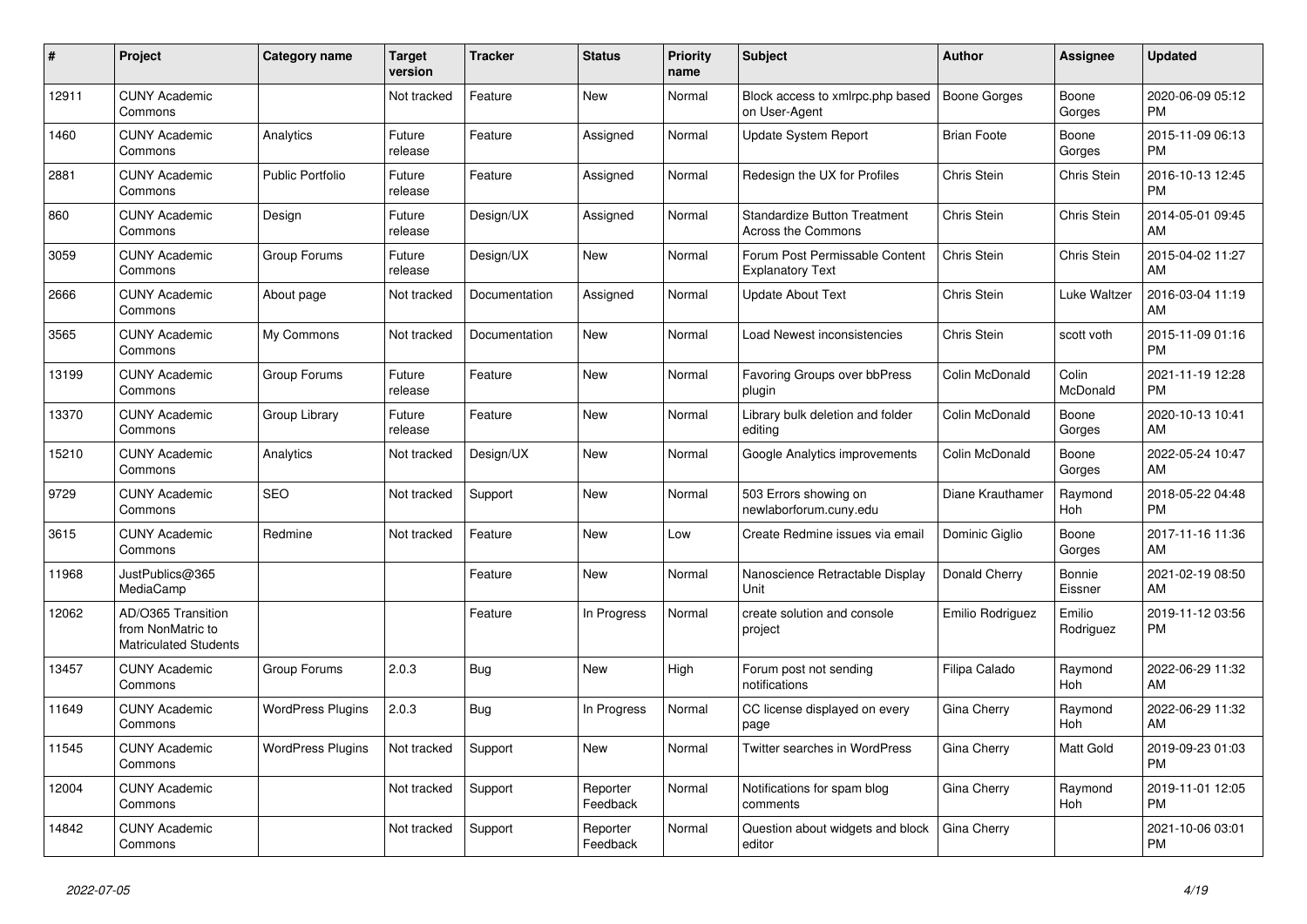| # | Project | Category name | Target version | Tracker | Status | Priority name | Subject | Author | Assignee | Updated |
|---|---|---|---|---|---|---|---|---|---|---|
| 12911 | CUNY Academic Commons | | Not tracked | Feature | New | Normal | Block access to xmlrpc.php based on User-Agent | Boone Gorges | Boone Gorges | 2020-06-09 05:12 PM |
| 1460 | CUNY Academic Commons | Analytics | Future release | Feature | Assigned | Normal | Update System Report | Brian Foote | Boone Gorges | 2015-11-09 06:13 PM |
| 2881 | CUNY Academic Commons | Public Portfolio | Future release | Feature | Assigned | Normal | Redesign the UX for Profiles | Chris Stein | Chris Stein | 2016-10-13 12:45 PM |
| 860 | CUNY Academic Commons | Design | Future release | Design/UX | Assigned | Normal | Standardize Button Treatment Across the Commons | Chris Stein | Chris Stein | 2014-05-01 09:45 AM |
| 3059 | CUNY Academic Commons | Group Forums | Future release | Design/UX | New | Normal | Forum Post Permissable Content Explanatory Text | Chris Stein | Chris Stein | 2015-04-02 11:27 AM |
| 2666 | CUNY Academic Commons | About page | Not tracked | Documentation | Assigned | Normal | Update About Text | Chris Stein | Luke Waltzer | 2016-03-04 11:19 AM |
| 3565 | CUNY Academic Commons | My Commons | Not tracked | Documentation | New | Normal | Load Newest inconsistencies | Chris Stein | scott voth | 2015-11-09 01:16 PM |
| 13199 | CUNY Academic Commons | Group Forums | Future release | Feature | New | Normal | Favoring Groups over bbPress plugin | Colin McDonald | Colin McDonald | 2021-11-19 12:28 PM |
| 13370 | CUNY Academic Commons | Group Library | Future release | Feature | New | Normal | Library bulk deletion and folder editing | Colin McDonald | Boone Gorges | 2020-10-13 10:41 AM |
| 15210 | CUNY Academic Commons | Analytics | Not tracked | Design/UX | New | Normal | Google Analytics improvements | Colin McDonald | Boone Gorges | 2022-05-24 10:47 AM |
| 9729 | CUNY Academic Commons | SEO | Not tracked | Support | New | Normal | 503 Errors showing on newlaborforum.cuny.edu | Diane Krauthamer | Raymond Hoh | 2018-05-22 04:48 PM |
| 3615 | CUNY Academic Commons | Redmine | Not tracked | Feature | New | Low | Create Redmine issues via email | Dominic Giglio | Boone Gorges | 2017-11-16 11:36 AM |
| 11968 | JustPublics@365 MediaCamp | | | Feature | New | Normal | Nanoscience Retractable Display Unit | Donald Cherry | Bonnie Eissner | 2021-02-19 08:50 AM |
| 12062 | AD/O365 Transition from NonMatric to Matriculated Students | | | Feature | In Progress | Normal | create solution and console project | Emilio Rodriguez | Emilio Rodriguez | 2019-11-12 03:56 PM |
| 13457 | CUNY Academic Commons | Group Forums | 2.0.3 | Bug | New | High | Forum post not sending notifications | Filipa Calado | Raymond Hoh | 2022-06-29 11:32 AM |
| 11649 | CUNY Academic Commons | WordPress Plugins | 2.0.3 | Bug | In Progress | Normal | CC license displayed on every page | Gina Cherry | Raymond Hoh | 2022-06-29 11:32 AM |
| 11545 | CUNY Academic Commons | WordPress Plugins | Not tracked | Support | New | Normal | Twitter searches in WordPress | Gina Cherry | Matt Gold | 2019-09-23 01:03 PM |
| 12004 | CUNY Academic Commons | | Not tracked | Support | Reporter Feedback | Normal | Notifications for spam blog comments | Gina Cherry | Raymond Hoh | 2019-11-01 12:05 PM |
| 14842 | CUNY Academic Commons | | Not tracked | Support | Reporter Feedback | Normal | Question about widgets and block editor | Gina Cherry | | 2021-10-06 03:01 PM |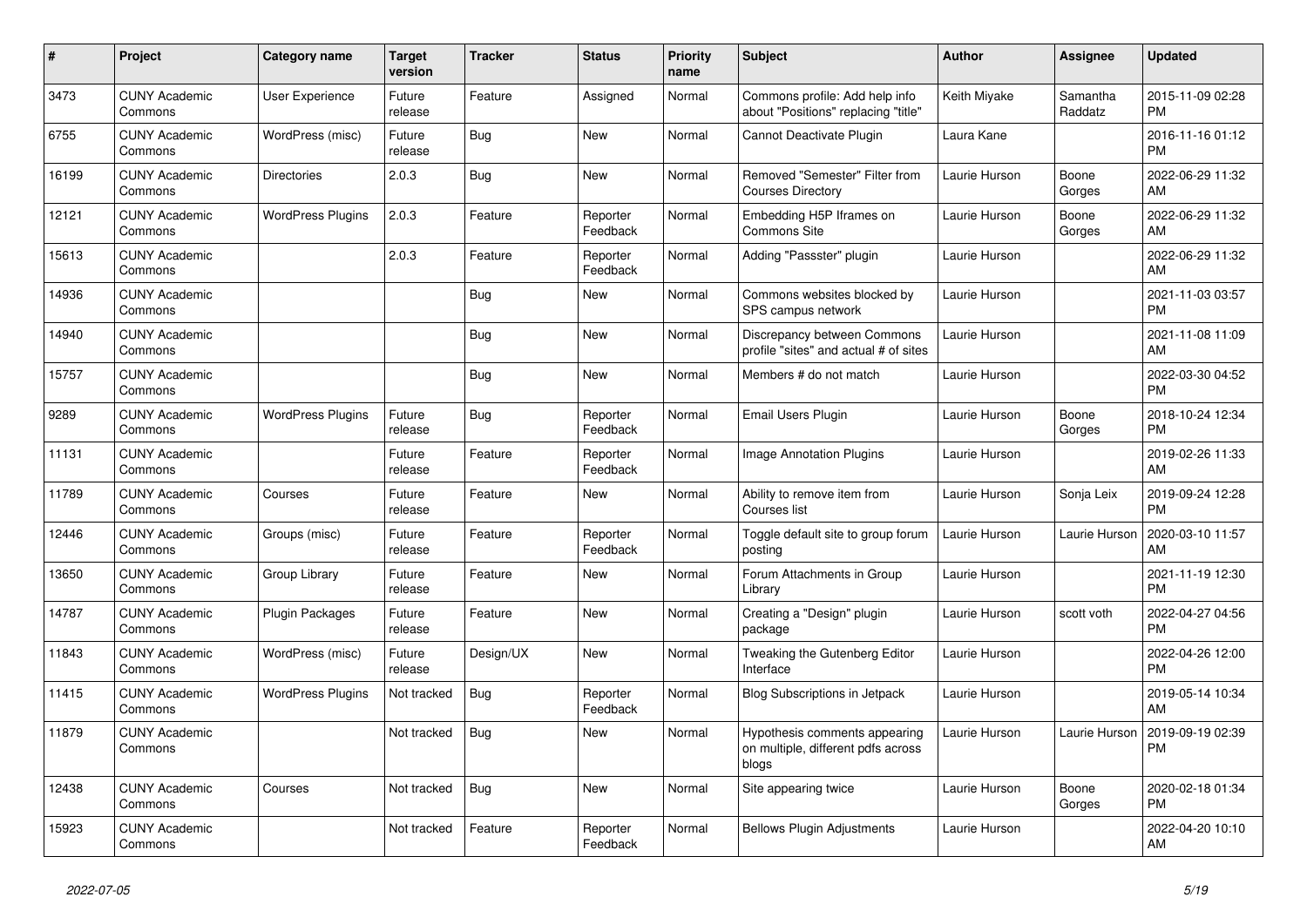| # | Project | Category name | Target version | Tracker | Status | Priority name | Subject | Author | Assignee | Updated |
|---|---|---|---|---|---|---|---|---|---|---|
| 3473 | CUNY Academic Commons | User Experience | Future release | Feature | Assigned | Normal | Commons profile: Add help info about "Positions" replacing "title" | Keith Miyake | Samantha Raddatz | 2015-11-09 02:28 PM |
| 6755 | CUNY Academic Commons | WordPress (misc) | Future release | Bug | New | Normal | Cannot Deactivate Plugin | Laura Kane | | 2016-11-16 01:12 PM |
| 16199 | CUNY Academic Commons | Directories | 2.0.3 | Bug | New | Normal | Removed "Semester" Filter from Courses Directory | Laurie Hurson | Boone Gorges | 2022-06-29 11:32 AM |
| 12121 | CUNY Academic Commons | WordPress Plugins | 2.0.3 | Feature | Reporter Feedback | Normal | Embedding H5P Iframes on Commons Site | Laurie Hurson | Boone Gorges | 2022-06-29 11:32 AM |
| 15613 | CUNY Academic Commons | | 2.0.3 | Feature | Reporter Feedback | Normal | Adding "Passster" plugin | Laurie Hurson | | 2022-06-29 11:32 AM |
| 14936 | CUNY Academic Commons | | | Bug | New | Normal | Commons websites blocked by SPS campus network | Laurie Hurson | | 2021-11-03 03:57 PM |
| 14940 | CUNY Academic Commons | | | Bug | New | Normal | Discrepancy between Commons profile "sites" and actual # of sites | Laurie Hurson | | 2021-11-08 11:09 AM |
| 15757 | CUNY Academic Commons | | | Bug | New | Normal | Members # do not match | Laurie Hurson | | 2022-03-30 04:52 PM |
| 9289 | CUNY Academic Commons | WordPress Plugins | Future release | Bug | Reporter Feedback | Normal | Email Users Plugin | Laurie Hurson | Boone Gorges | 2018-10-24 12:34 PM |
| 11131 | CUNY Academic Commons | | Future release | Feature | Reporter Feedback | Normal | Image Annotation Plugins | Laurie Hurson | | 2019-02-26 11:33 AM |
| 11789 | CUNY Academic Commons | Courses | Future release | Feature | New | Normal | Ability to remove item from Courses list | Laurie Hurson | Sonja Leix | 2019-09-24 12:28 PM |
| 12446 | CUNY Academic Commons | Groups (misc) | Future release | Feature | Reporter Feedback | Normal | Toggle default site to group forum posting | Laurie Hurson | Laurie Hurson | 2020-03-10 11:57 AM |
| 13650 | CUNY Academic Commons | Group Library | Future release | Feature | New | Normal | Forum Attachments in Group Library | Laurie Hurson | | 2021-11-19 12:30 PM |
| 14787 | CUNY Academic Commons | Plugin Packages | Future release | Feature | New | Normal | Creating a "Design" plugin package | Laurie Hurson | scott voth | 2022-04-27 04:56 PM |
| 11843 | CUNY Academic Commons | WordPress (misc) | Future release | Design/UX | New | Normal | Tweaking the Gutenberg Editor Interface | Laurie Hurson | | 2022-04-26 12:00 PM |
| 11415 | CUNY Academic Commons | WordPress Plugins | Not tracked | Bug | Reporter Feedback | Normal | Blog Subscriptions in Jetpack | Laurie Hurson | | 2019-05-14 10:34 AM |
| 11879 | CUNY Academic Commons | | Not tracked | Bug | New | Normal | Hypothesis comments appearing on multiple, different pdfs across blogs | Laurie Hurson | Laurie Hurson | 2019-09-19 02:39 PM |
| 12438 | CUNY Academic Commons | Courses | Not tracked | Bug | New | Normal | Site appearing twice | Laurie Hurson | Boone Gorges | 2020-02-18 01:34 PM |
| 15923 | CUNY Academic Commons | | Not tracked | Feature | Reporter Feedback | Normal | Bellows Plugin Adjustments | Laurie Hurson | | 2022-04-20 10:10 AM |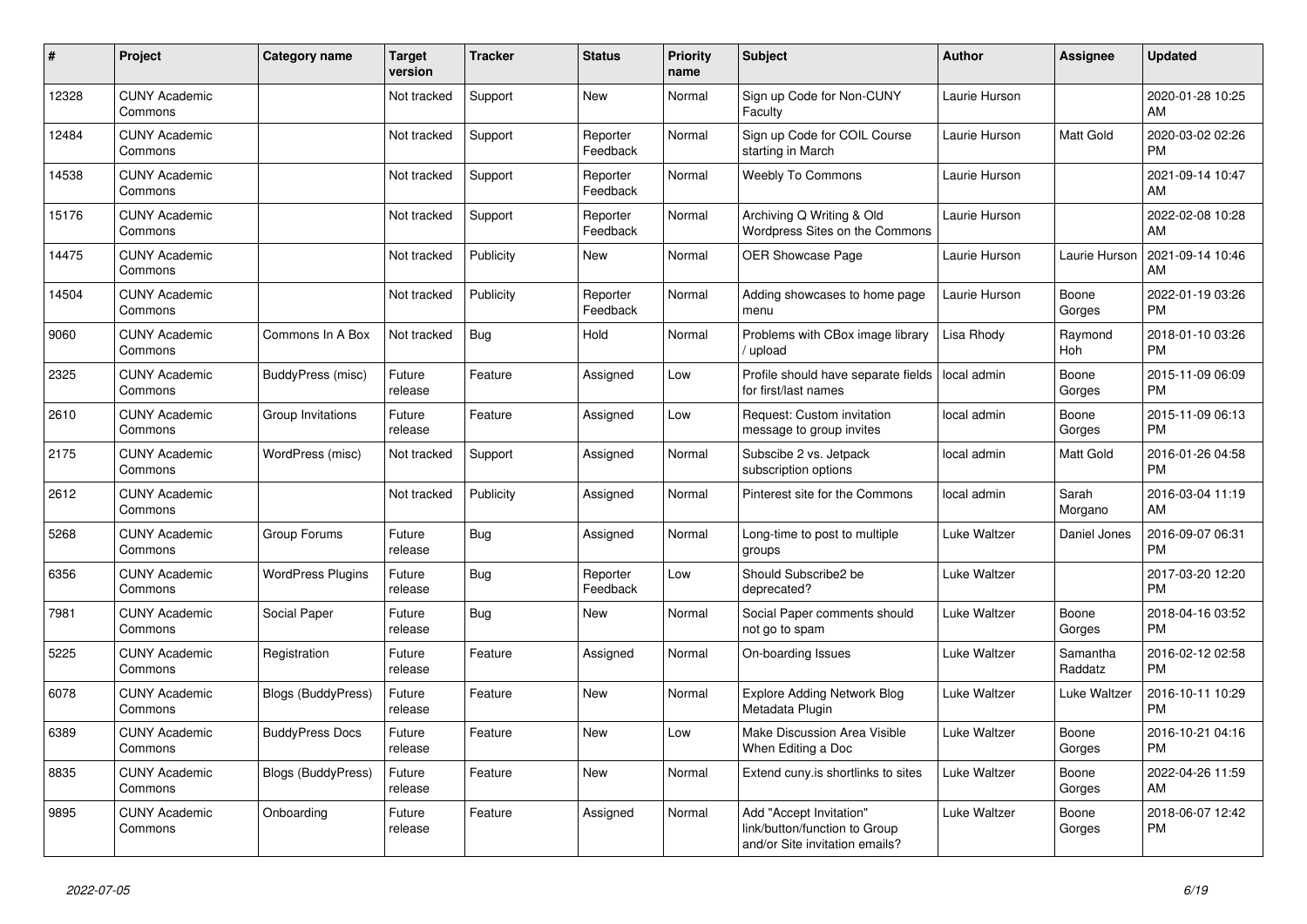| # | Project | Category name | Target version | Tracker | Status | Priority name | Subject | Author | Assignee | Updated |
|---|---|---|---|---|---|---|---|---|---|---|
| 12328 | CUNY Academic Commons | | Not tracked | Support | New | Normal | Sign up Code for Non-CUNY Faculty | Laurie Hurson | | 2020-01-28 10:25 AM |
| 12484 | CUNY Academic Commons | | Not tracked | Support | Reporter Feedback | Normal | Sign up Code for COIL Course starting in March | Laurie Hurson | Matt Gold | 2020-03-02 02:26 PM |
| 14538 | CUNY Academic Commons | | Not tracked | Support | Reporter Feedback | Normal | Weebly To Commons | Laurie Hurson | | 2021-09-14 10:47 AM |
| 15176 | CUNY Academic Commons | | Not tracked | Support | Reporter Feedback | Normal | Archiving Q Writing & Old Wordpress Sites on the Commons | Laurie Hurson | | 2022-02-08 10:28 AM |
| 14475 | CUNY Academic Commons | | Not tracked | Publicity | New | Normal | OER Showcase Page | Laurie Hurson | Laurie Hurson | 2021-09-14 10:46 AM |
| 14504 | CUNY Academic Commons | | Not tracked | Publicity | Reporter Feedback | Normal | Adding showcases to home page menu | Laurie Hurson | Boone Gorges | 2022-01-19 03:26 PM |
| 9060 | CUNY Academic Commons | Commons In A Box | Not tracked | Bug | Hold | Normal | Problems with CBox image library / upload | Lisa Rhody | Raymond Hoh | 2018-01-10 03:26 PM |
| 2325 | CUNY Academic Commons | BuddyPress (misc) | Future release | Feature | Assigned | Low | Profile should have separate fields for first/last names | local admin | Boone Gorges | 2015-11-09 06:09 PM |
| 2610 | CUNY Academic Commons | Group Invitations | Future release | Feature | Assigned | Low | Request: Custom invitation message to group invites | local admin | Boone Gorges | 2015-11-09 06:13 PM |
| 2175 | CUNY Academic Commons | WordPress (misc) | Not tracked | Support | Assigned | Normal | Subscibe 2 vs. Jetpack subscription options | local admin | Matt Gold | 2016-01-26 04:58 PM |
| 2612 | CUNY Academic Commons | | Not tracked | Publicity | Assigned | Normal | Pinterest site for the Commons | local admin | Sarah Morgano | 2016-03-04 11:19 AM |
| 5268 | CUNY Academic Commons | Group Forums | Future release | Bug | Assigned | Normal | Long-time to post to multiple groups | Luke Waltzer | Daniel Jones | 2016-09-07 06:31 PM |
| 6356 | CUNY Academic Commons | WordPress Plugins | Future release | Bug | Reporter Feedback | Low | Should Subscribe2 be deprecated? | Luke Waltzer | | 2017-03-20 12:20 PM |
| 7981 | CUNY Academic Commons | Social Paper | Future release | Bug | New | Normal | Social Paper comments should not go to spam | Luke Waltzer | Boone Gorges | 2018-04-16 03:52 PM |
| 5225 | CUNY Academic Commons | Registration | Future release | Feature | Assigned | Normal | On-boarding Issues | Luke Waltzer | Samantha Raddatz | 2016-02-12 02:58 PM |
| 6078 | CUNY Academic Commons | Blogs (BuddyPress) | Future release | Feature | New | Normal | Explore Adding Network Blog Metadata Plugin | Luke Waltzer | Luke Waltzer | 2016-10-11 10:29 PM |
| 6389 | CUNY Academic Commons | BuddyPress Docs | Future release | Feature | New | Low | Make Discussion Area Visible When Editing a Doc | Luke Waltzer | Boone Gorges | 2016-10-21 04:16 PM |
| 8835 | CUNY Academic Commons | Blogs (BuddyPress) | Future release | Feature | New | Normal | Extend cuny.is shortlinks to sites | Luke Waltzer | Boone Gorges | 2022-04-26 11:59 AM |
| 9895 | CUNY Academic Commons | Onboarding | Future release | Feature | Assigned | Normal | Add "Accept Invitation" link/button/function to Group and/or Site invitation emails? | Luke Waltzer | Boone Gorges | 2018-06-07 12:42 PM |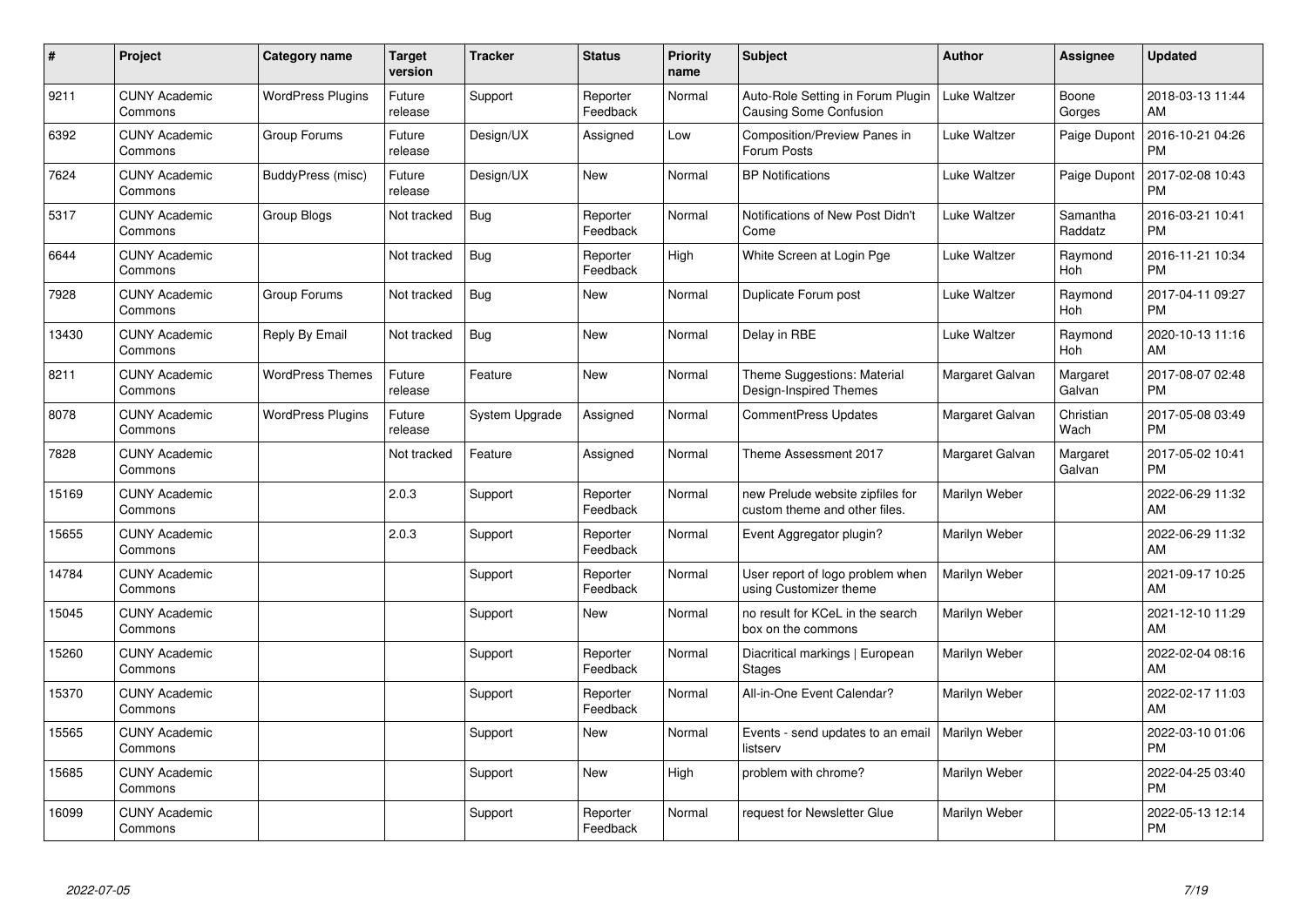| # | Project | Category name | Target version | Tracker | Status | Priority name | Subject | Author | Assignee | Updated |
|---|---|---|---|---|---|---|---|---|---|---|
| 9211 | CUNY Academic Commons | WordPress Plugins | Future release | Support | Reporter Feedback | Normal | Auto-Role Setting in Forum Plugin Causing Some Confusion | Luke Waltzer | Boone Gorges | 2018-03-13 11:44 AM |
| 6392 | CUNY Academic Commons | Group Forums | Future release | Design/UX | Assigned | Low | Composition/Preview Panes in Forum Posts | Luke Waltzer | Paige Dupont | 2016-10-21 04:26 PM |
| 7624 | CUNY Academic Commons | BuddyPress (misc) | Future release | Design/UX | New | Normal | BP Notifications | Luke Waltzer | Paige Dupont | 2017-02-08 10:43 PM |
| 5317 | CUNY Academic Commons | Group Blogs | Not tracked | Bug | Reporter Feedback | Normal | Notifications of New Post Didn't Come | Luke Waltzer | Samantha Raddatz | 2016-03-21 10:41 PM |
| 6644 | CUNY Academic Commons | | Not tracked | Bug | Reporter Feedback | High | White Screen at Login Pge | Luke Waltzer | Raymond Hoh | 2016-11-21 10:34 PM |
| 7928 | CUNY Academic Commons | Group Forums | Not tracked | Bug | New | Normal | Duplicate Forum post | Luke Waltzer | Raymond Hoh | 2017-04-11 09:27 PM |
| 13430 | CUNY Academic Commons | Reply By Email | Not tracked | Bug | New | Normal | Delay in RBE | Luke Waltzer | Raymond Hoh | 2020-10-13 11:16 AM |
| 8211 | CUNY Academic Commons | WordPress Themes | Future release | Feature | New | Normal | Theme Suggestions: Material Design-Inspired Themes | Margaret Galvan | Margaret Galvan | 2017-08-07 02:48 PM |
| 8078 | CUNY Academic Commons | WordPress Plugins | Future release | System Upgrade | Assigned | Normal | CommentPress Updates | Margaret Galvan | Christian Wach | 2017-05-08 03:49 PM |
| 7828 | CUNY Academic Commons | | Not tracked | Feature | Assigned | Normal | Theme Assessment 2017 | Margaret Galvan | Margaret Galvan | 2017-05-02 10:41 PM |
| 15169 | CUNY Academic Commons | | 2.0.3 | Support | Reporter Feedback | Normal | new Prelude website zipfiles for custom theme and other files. | Marilyn Weber | | 2022-06-29 11:32 AM |
| 15655 | CUNY Academic Commons | | 2.0.3 | Support | Reporter Feedback | Normal | Event Aggregator plugin? | Marilyn Weber | | 2022-06-29 11:32 AM |
| 14784 | CUNY Academic Commons | | | Support | Reporter Feedback | Normal | User report of logo problem when using Customizer theme | Marilyn Weber | | 2021-09-17 10:25 AM |
| 15045 | CUNY Academic Commons | | | Support | New | Normal | no result for KCeL in the search box on the commons | Marilyn Weber | | 2021-12-10 11:29 AM |
| 15260 | CUNY Academic Commons | | | Support | Reporter Feedback | Normal | Diacritical markings \| European Stages | Marilyn Weber | | 2022-02-04 08:16 AM |
| 15370 | CUNY Academic Commons | | | Support | Reporter Feedback | Normal | All-in-One Event Calendar? | Marilyn Weber | | 2022-02-17 11:03 AM |
| 15565 | CUNY Academic Commons | | | Support | New | Normal | Events - send updates to an email listserv | Marilyn Weber | | 2022-03-10 01:06 PM |
| 15685 | CUNY Academic Commons | | | Support | New | High | problem with chrome? | Marilyn Weber | | 2022-04-25 03:40 PM |
| 16099 | CUNY Academic Commons | | | Support | Reporter Feedback | Normal | request for Newsletter Glue | Marilyn Weber | | 2022-05-13 12:14 PM |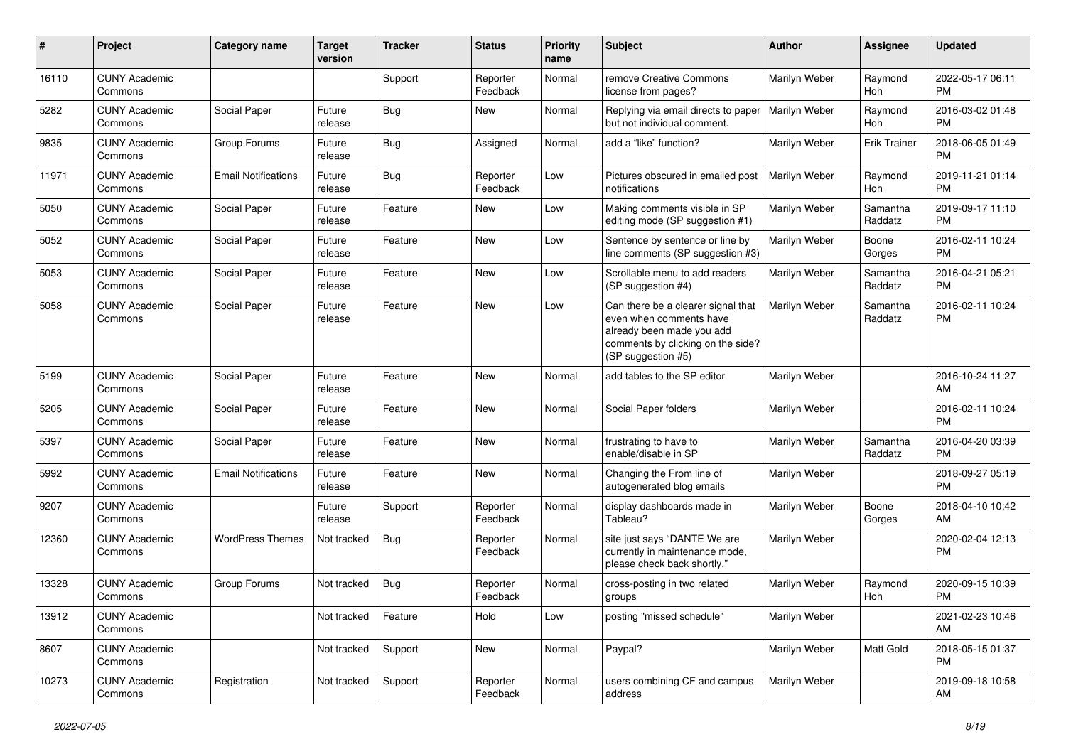| # | Project | Category name | Target version | Tracker | Status | Priority name | Subject | Author | Assignee | Updated |
|---|---|---|---|---|---|---|---|---|---|---|
| 16110 | CUNY Academic Commons | | | Support | Reporter Feedback | Normal | remove Creative Commons license from pages? | Marilyn Weber | Raymond Hoh | 2022-05-17 06:11 PM |
| 5282 | CUNY Academic Commons | Social Paper | Future release | Bug | New | Normal | Replying via email directs to paper but not individual comment. | Marilyn Weber | Raymond Hoh | 2016-03-02 01:48 PM |
| 9835 | CUNY Academic Commons | Group Forums | Future release | Bug | Assigned | Normal | add a "like" function? | Marilyn Weber | Erik Trainer | 2018-06-05 01:49 PM |
| 11971 | CUNY Academic Commons | Email Notifications | Future release | Bug | Reporter Feedback | Low | Pictures obscured in emailed post notifications | Marilyn Weber | Raymond Hoh | 2019-11-21 01:14 PM |
| 5050 | CUNY Academic Commons | Social Paper | Future release | Feature | New | Low | Making comments visible in SP editing mode (SP suggestion #1) | Marilyn Weber | Samantha Raddatz | 2019-09-17 11:10 PM |
| 5052 | CUNY Academic Commons | Social Paper | Future release | Feature | New | Low | Sentence by sentence or line by line comments (SP suggestion #3) | Marilyn Weber | Boone Gorges | 2016-02-11 10:24 PM |
| 5053 | CUNY Academic Commons | Social Paper | Future release | Feature | New | Low | Scrollable menu to add readers (SP suggestion #4) | Marilyn Weber | Samantha Raddatz | 2016-04-21 05:21 PM |
| 5058 | CUNY Academic Commons | Social Paper | Future release | Feature | New | Low | Can there be a clearer signal that even when comments have already been made you add comments by clicking on the side? (SP suggestion #5) | Marilyn Weber | Samantha Raddatz | 2016-02-11 10:24 PM |
| 5199 | CUNY Academic Commons | Social Paper | Future release | Feature | New | Normal | add tables to the SP editor | Marilyn Weber | | 2016-10-24 11:27 AM |
| 5205 | CUNY Academic Commons | Social Paper | Future release | Feature | New | Normal | Social Paper folders | Marilyn Weber | | 2016-02-11 10:24 PM |
| 5397 | CUNY Academic Commons | Social Paper | Future release | Feature | New | Normal | frustrating to have to enable/disable in SP | Marilyn Weber | Samantha Raddatz | 2016-04-20 03:39 PM |
| 5992 | CUNY Academic Commons | Email Notifications | Future release | Feature | New | Normal | Changing the From line of autogenerated blog emails | Marilyn Weber | | 2018-09-27 05:19 PM |
| 9207 | CUNY Academic Commons | | Future release | Support | Reporter Feedback | Normal | display dashboards made in Tableau? | Marilyn Weber | Boone Gorges | 2018-04-10 10:42 AM |
| 12360 | CUNY Academic Commons | WordPress Themes | Not tracked | Bug | Reporter Feedback | Normal | site just says "DANTE We are currently in maintenance mode, please check back shortly." | Marilyn Weber | | 2020-02-04 12:13 PM |
| 13328 | CUNY Academic Commons | Group Forums | Not tracked | Bug | Reporter Feedback | Normal | cross-posting in two related groups | Marilyn Weber | Raymond Hoh | 2020-09-15 10:39 PM |
| 13912 | CUNY Academic Commons | | Not tracked | Feature | Hold | Low | posting "missed schedule" | Marilyn Weber | | 2021-02-23 10:46 AM |
| 8607 | CUNY Academic Commons | | Not tracked | Support | New | Normal | Paypal? | Marilyn Weber | Matt Gold | 2018-05-15 01:37 PM |
| 10273 | CUNY Academic Commons | Registration | Not tracked | Support | Reporter Feedback | Normal | users combining CF and campus address | Marilyn Weber | | 2019-09-18 10:58 AM |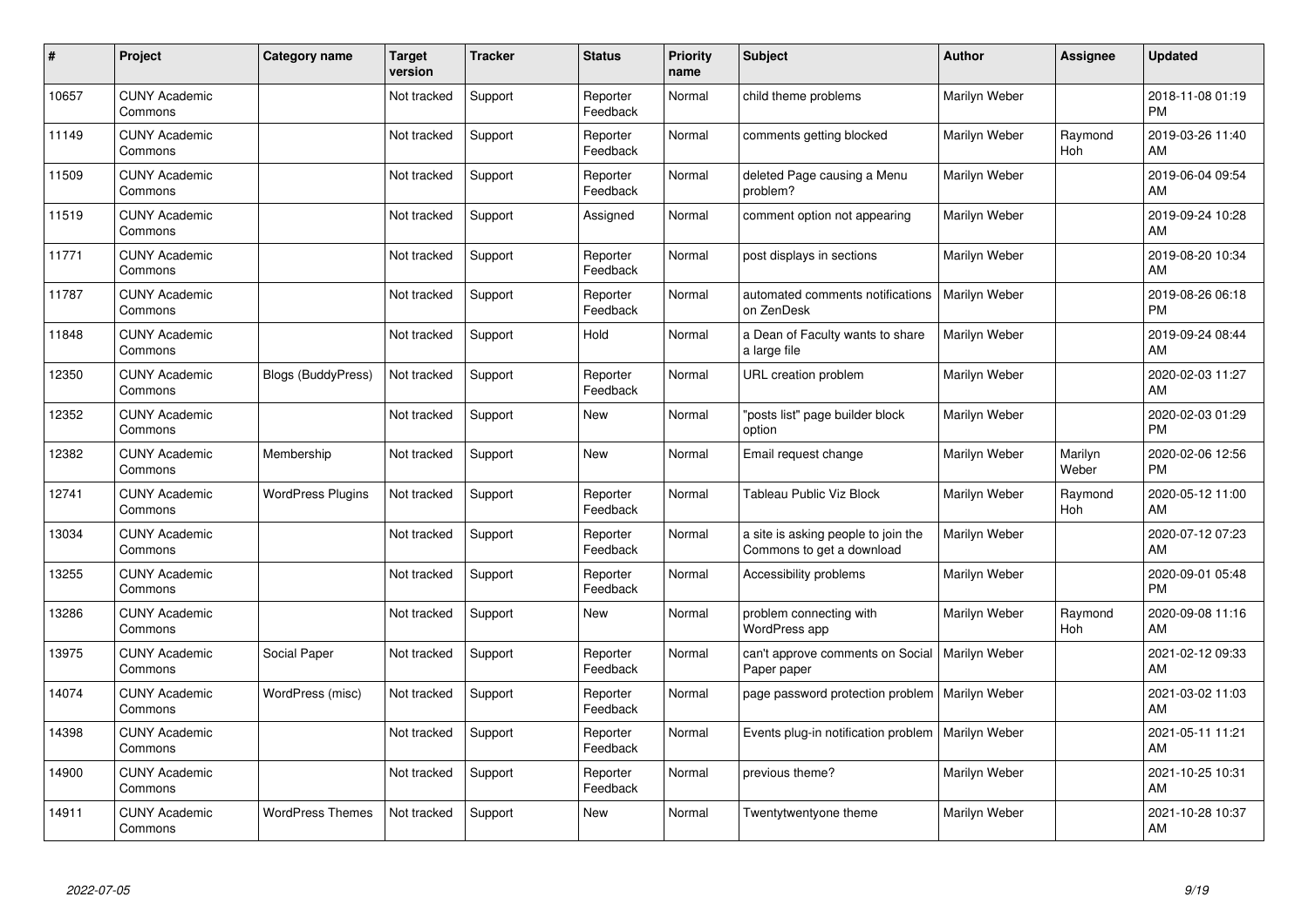| # | Project | Category name | Target version | Tracker | Status | Priority name | Subject | Author | Assignee | Updated |
|---|---|---|---|---|---|---|---|---|---|---|
| 10657 | CUNY Academic Commons | | Not tracked | Support | Reporter Feedback | Normal | child theme problems | Marilyn Weber | | 2018-11-08 01:19 PM |
| 11149 | CUNY Academic Commons | | Not tracked | Support | Reporter Feedback | Normal | comments getting blocked | Marilyn Weber | Raymond Hoh | 2019-03-26 11:40 AM |
| 11509 | CUNY Academic Commons | | Not tracked | Support | Reporter Feedback | Normal | deleted Page causing a Menu problem? | Marilyn Weber | | 2019-06-04 09:54 AM |
| 11519 | CUNY Academic Commons | | Not tracked | Support | Assigned | Normal | comment option not appearing | Marilyn Weber | | 2019-09-24 10:28 AM |
| 11771 | CUNY Academic Commons | | Not tracked | Support | Reporter Feedback | Normal | post displays in sections | Marilyn Weber | | 2019-08-20 10:34 AM |
| 11787 | CUNY Academic Commons | | Not tracked | Support | Reporter Feedback | Normal | automated comments notifications on ZenDesk | Marilyn Weber | | 2019-08-26 06:18 PM |
| 11848 | CUNY Academic Commons | | Not tracked | Support | Hold | Normal | a Dean of Faculty wants to share a large file | Marilyn Weber | | 2019-09-24 08:44 AM |
| 12350 | CUNY Academic Commons | Blogs (BuddyPress) | Not tracked | Support | Reporter Feedback | Normal | URL creation problem | Marilyn Weber | | 2020-02-03 11:27 AM |
| 12352 | CUNY Academic Commons | | Not tracked | Support | New | Normal | "posts list" page builder block option | Marilyn Weber | | 2020-02-03 01:29 PM |
| 12382 | CUNY Academic Commons | Membership | Not tracked | Support | New | Normal | Email request change | Marilyn Weber | Marilyn Weber | 2020-02-06 12:56 PM |
| 12741 | CUNY Academic Commons | WordPress Plugins | Not tracked | Support | Reporter Feedback | Normal | Tableau Public Viz Block | Marilyn Weber | Raymond Hoh | 2020-05-12 11:00 AM |
| 13034 | CUNY Academic Commons | | Not tracked | Support | Reporter Feedback | Normal | a site is asking people to join the Commons to get a download | Marilyn Weber | | 2020-07-12 07:23 AM |
| 13255 | CUNY Academic Commons | | Not tracked | Support | Reporter Feedback | Normal | Accessibility problems | Marilyn Weber | | 2020-09-01 05:48 PM |
| 13286 | CUNY Academic Commons | | Not tracked | Support | New | Normal | problem connecting with WordPress app | Marilyn Weber | Raymond Hoh | 2020-09-08 11:16 AM |
| 13975 | CUNY Academic Commons | Social Paper | Not tracked | Support | Reporter Feedback | Normal | can't approve comments on Social Paper paper | Marilyn Weber | | 2021-02-12 09:33 AM |
| 14074 | CUNY Academic Commons | WordPress (misc) | Not tracked | Support | Reporter Feedback | Normal | page password protection problem | Marilyn Weber | | 2021-03-02 11:03 AM |
| 14398 | CUNY Academic Commons | | Not tracked | Support | Reporter Feedback | Normal | Events plug-in notification problem | Marilyn Weber | | 2021-05-11 11:21 AM |
| 14900 | CUNY Academic Commons | | Not tracked | Support | Reporter Feedback | Normal | previous theme? | Marilyn Weber | | 2021-10-25 10:31 AM |
| 14911 | CUNY Academic Commons | WordPress Themes | Not tracked | Support | New | Normal | Twentytwentyone theme | Marilyn Weber | | 2021-10-28 10:37 AM |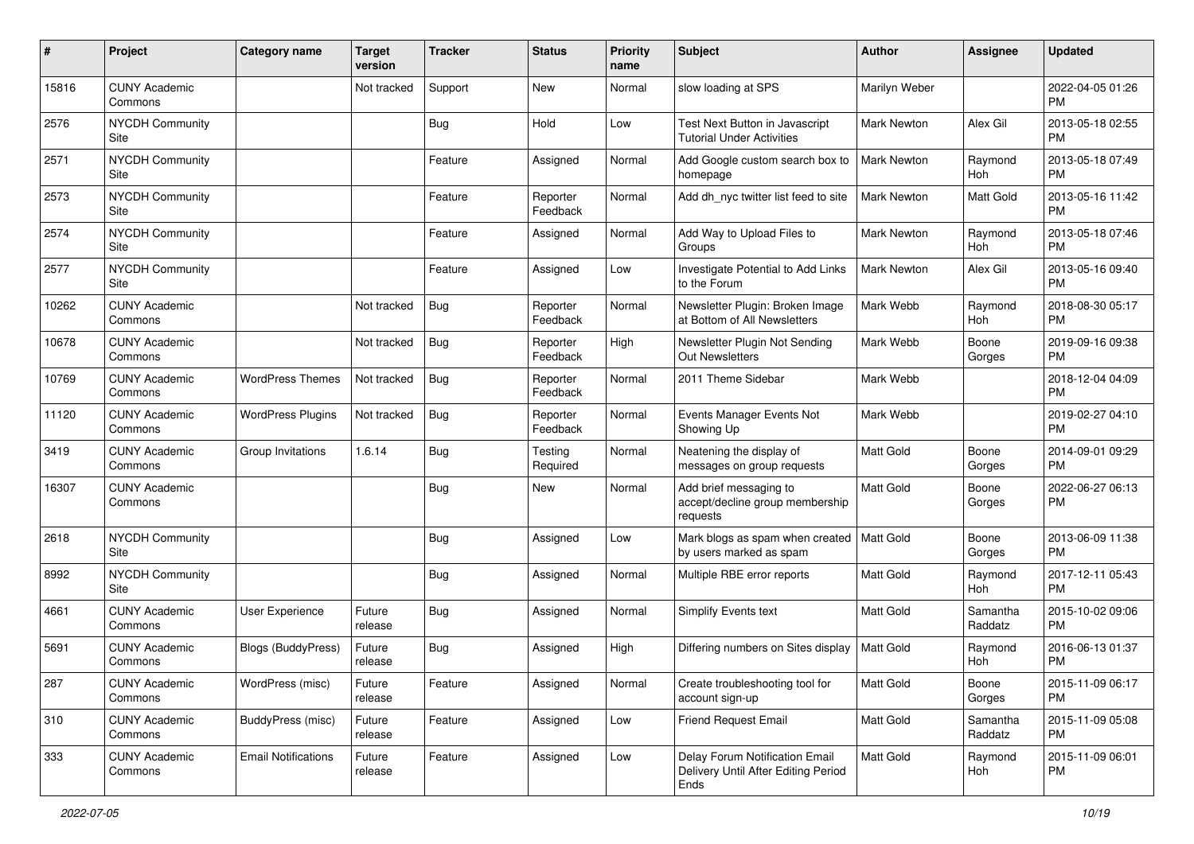| # | Project | Category name | Target version | Tracker | Status | Priority name | Subject | Author | Assignee | Updated |
|---|---|---|---|---|---|---|---|---|---|---|
| 15816 | CUNY Academic Commons | | Not tracked | Support | New | Normal | slow loading at SPS | Marilyn Weber | | 2022-04-05 01:26 PM |
| 2576 | NYCDH Community Site | | | Bug | Hold | Low | Test Next Button in Javascript Tutorial Under Activities | Mark Newton | Alex Gil | 2013-05-18 02:55 PM |
| 2571 | NYCDH Community Site | | | Feature | Assigned | Normal | Add Google custom search box to homepage | Mark Newton | Raymond Hoh | 2013-05-18 07:49 PM |
| 2573 | NYCDH Community Site | | | Feature | Reporter Feedback | Normal | Add dh_nyc twitter list feed to site | Mark Newton | Matt Gold | 2013-05-16 11:42 PM |
| 2574 | NYCDH Community Site | | | Feature | Assigned | Normal | Add Way to Upload Files to Groups | Mark Newton | Raymond Hoh | 2013-05-18 07:46 PM |
| 2577 | NYCDH Community Site | | | Feature | Assigned | Low | Investigate Potential to Add Links to the Forum | Mark Newton | Alex Gil | 2013-05-16 09:40 PM |
| 10262 | CUNY Academic Commons | | Not tracked | Bug | Reporter Feedback | Normal | Newsletter Plugin: Broken Image at Bottom of All Newsletters | Mark Webb | Raymond Hoh | 2018-08-30 05:17 PM |
| 10678 | CUNY Academic Commons | | Not tracked | Bug | Reporter Feedback | High | Newsletter Plugin Not Sending Out Newsletters | Mark Webb | Boone Gorges | 2019-09-16 09:38 PM |
| 10769 | CUNY Academic Commons | WordPress Themes | Not tracked | Bug | Reporter Feedback | Normal | 2011 Theme Sidebar | Mark Webb | | 2018-12-04 04:09 PM |
| 11120 | CUNY Academic Commons | WordPress Plugins | Not tracked | Bug | Reporter Feedback | Normal | Events Manager Events Not Showing Up | Mark Webb | | 2019-02-27 04:10 PM |
| 3419 | CUNY Academic Commons | Group Invitations | 1.6.14 | Bug | Testing Required | Normal | Neatening the display of messages on group requests | Matt Gold | Boone Gorges | 2014-09-01 09:29 PM |
| 16307 | CUNY Academic Commons | | | Bug | New | Normal | Add brief messaging to accept/decline group membership requests | Matt Gold | Boone Gorges | 2022-06-27 06:13 PM |
| 2618 | NYCDH Community Site | | | Bug | Assigned | Low | Mark blogs as spam when created by users marked as spam | Matt Gold | Boone Gorges | 2013-06-09 11:38 PM |
| 8992 | NYCDH Community Site | | | Bug | Assigned | Normal | Multiple RBE error reports | Matt Gold | Raymond Hoh | 2017-12-11 05:43 PM |
| 4661 | CUNY Academic Commons | User Experience | Future release | Bug | Assigned | Normal | Simplify Events text | Matt Gold | Samantha Raddatz | 2015-10-02 09:06 PM |
| 5691 | CUNY Academic Commons | Blogs (BuddyPress) | Future release | Bug | Assigned | High | Differing numbers on Sites display | Matt Gold | Raymond Hoh | 2016-06-13 01:37 PM |
| 287 | CUNY Academic Commons | WordPress (misc) | Future release | Feature | Assigned | Normal | Create troubleshooting tool for account sign-up | Matt Gold | Boone Gorges | 2015-11-09 06:17 PM |
| 310 | CUNY Academic Commons | BuddyPress (misc) | Future release | Feature | Assigned | Low | Friend Request Email | Matt Gold | Samantha Raddatz | 2015-11-09 05:08 PM |
| 333 | CUNY Academic Commons | Email Notifications | Future release | Feature | Assigned | Low | Delay Forum Notification Email Delivery Until After Editing Period Ends | Matt Gold | Raymond Hoh | 2015-11-09 06:01 PM |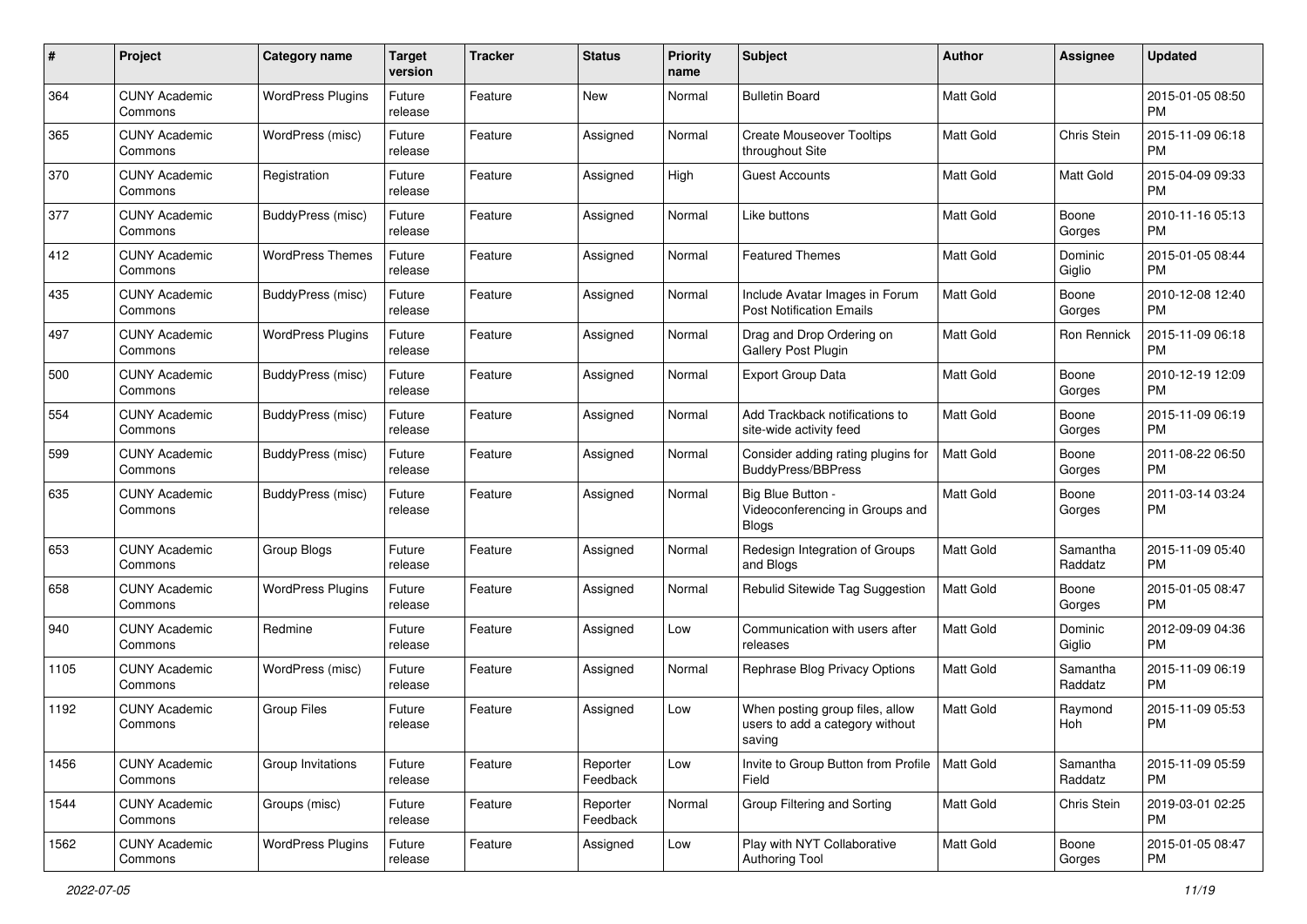| # | Project | Category name | Target version | Tracker | Status | Priority name | Subject | Author | Assignee | Updated |
|---|---|---|---|---|---|---|---|---|---|---|
| 364 | CUNY Academic Commons | WordPress Plugins | Future release | Feature | New | Normal | Bulletin Board | Matt Gold | | 2015-01-05 08:50 PM |
| 365 | CUNY Academic Commons | WordPress (misc) | Future release | Feature | Assigned | Normal | Create Mouseover Tooltips throughout Site | Matt Gold | Chris Stein | 2015-11-09 06:18 PM |
| 370 | CUNY Academic Commons | Registration | Future release | Feature | Assigned | High | Guest Accounts | Matt Gold | Matt Gold | 2015-04-09 09:33 PM |
| 377 | CUNY Academic Commons | BuddyPress (misc) | Future release | Feature | Assigned | Normal | Like buttons | Matt Gold | Boone Gorges | 2010-11-16 05:13 PM |
| 412 | CUNY Academic Commons | WordPress Themes | Future release | Feature | Assigned | Normal | Featured Themes | Matt Gold | Dominic Giglio | 2015-01-05 08:44 PM |
| 435 | CUNY Academic Commons | BuddyPress (misc) | Future release | Feature | Assigned | Normal | Include Avatar Images in Forum Post Notification Emails | Matt Gold | Boone Gorges | 2010-12-08 12:40 PM |
| 497 | CUNY Academic Commons | WordPress Plugins | Future release | Feature | Assigned | Normal | Drag and Drop Ordering on Gallery Post Plugin | Matt Gold | Ron Rennick | 2015-11-09 06:18 PM |
| 500 | CUNY Academic Commons | BuddyPress (misc) | Future release | Feature | Assigned | Normal | Export Group Data | Matt Gold | Boone Gorges | 2010-12-19 12:09 PM |
| 554 | CUNY Academic Commons | BuddyPress (misc) | Future release | Feature | Assigned | Normal | Add Trackback notifications to site-wide activity feed | Matt Gold | Boone Gorges | 2015-11-09 06:19 PM |
| 599 | CUNY Academic Commons | BuddyPress (misc) | Future release | Feature | Assigned | Normal | Consider adding rating plugins for BuddyPress/BBPress | Matt Gold | Boone Gorges | 2011-08-22 06:50 PM |
| 635 | CUNY Academic Commons | BuddyPress (misc) | Future release | Feature | Assigned | Normal | Big Blue Button - Videoconferencing in Groups and Blogs | Matt Gold | Boone Gorges | 2011-03-14 03:24 PM |
| 653 | CUNY Academic Commons | Group Blogs | Future release | Feature | Assigned | Normal | Redesign Integration of Groups and Blogs | Matt Gold | Samantha Raddatz | 2015-11-09 05:40 PM |
| 658 | CUNY Academic Commons | WordPress Plugins | Future release | Feature | Assigned | Normal | Rebulid Sitewide Tag Suggestion | Matt Gold | Boone Gorges | 2015-01-05 08:47 PM |
| 940 | CUNY Academic Commons | Redmine | Future release | Feature | Assigned | Low | Communication with users after releases | Matt Gold | Dominic Giglio | 2012-09-09 04:36 PM |
| 1105 | CUNY Academic Commons | WordPress (misc) | Future release | Feature | Assigned | Normal | Rephrase Blog Privacy Options | Matt Gold | Samantha Raddatz | 2015-11-09 06:19 PM |
| 1192 | CUNY Academic Commons | Group Files | Future release | Feature | Assigned | Low | When posting group files, allow users to add a category without saving | Matt Gold | Raymond Hoh | 2015-11-09 05:53 PM |
| 1456 | CUNY Academic Commons | Group Invitations | Future release | Feature | Reporter Feedback | Low | Invite to Group Button from Profile Field | Matt Gold | Samantha Raddatz | 2015-11-09 05:59 PM |
| 1544 | CUNY Academic Commons | Groups (misc) | Future release | Feature | Reporter Feedback | Normal | Group Filtering and Sorting | Matt Gold | Chris Stein | 2019-03-01 02:25 PM |
| 1562 | CUNY Academic Commons | WordPress Plugins | Future release | Feature | Assigned | Low | Play with NYT Collaborative Authoring Tool | Matt Gold | Boone Gorges | 2015-01-05 08:47 PM |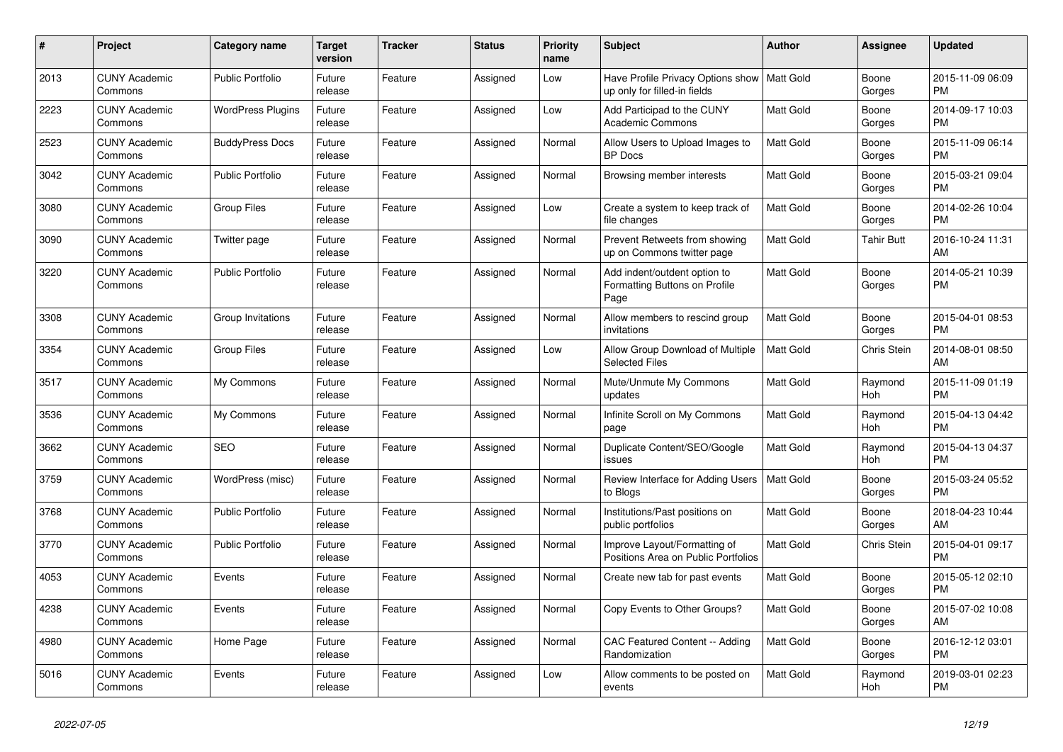| # | Project | Category name | Target version | Tracker | Status | Priority name | Subject | Author | Assignee | Updated |
|---|---|---|---|---|---|---|---|---|---|---|
| 2013 | CUNY Academic Commons | Public Portfolio | Future release | Feature | Assigned | Low | Have Profile Privacy Options show up only for filled-in fields | Matt Gold | Boone Gorges | 2015-11-09 06:09 PM |
| 2223 | CUNY Academic Commons | WordPress Plugins | Future release | Feature | Assigned | Low | Add Participad to the CUNY Academic Commons | Matt Gold | Boone Gorges | 2014-09-17 10:03 PM |
| 2523 | CUNY Academic Commons | BuddyPress Docs | Future release | Feature | Assigned | Normal | Allow Users to Upload Images to BP Docs | Matt Gold | Boone Gorges | 2015-11-09 06:14 PM |
| 3042 | CUNY Academic Commons | Public Portfolio | Future release | Feature | Assigned | Normal | Browsing member interests | Matt Gold | Boone Gorges | 2015-03-21 09:04 PM |
| 3080 | CUNY Academic Commons | Group Files | Future release | Feature | Assigned | Low | Create a system to keep track of file changes | Matt Gold | Boone Gorges | 2014-02-26 10:04 PM |
| 3090 | CUNY Academic Commons | Twitter page | Future release | Feature | Assigned | Normal | Prevent Retweets from showing up on Commons twitter page | Matt Gold | Tahir Butt | 2016-10-24 11:31 AM |
| 3220 | CUNY Academic Commons | Public Portfolio | Future release | Feature | Assigned | Normal | Add indent/outdent option to Formatting Buttons on Profile Page | Matt Gold | Boone Gorges | 2014-05-21 10:39 PM |
| 3308 | CUNY Academic Commons | Group Invitations | Future release | Feature | Assigned | Normal | Allow members to rescind group invitations | Matt Gold | Boone Gorges | 2015-04-01 08:53 PM |
| 3354 | CUNY Academic Commons | Group Files | Future release | Feature | Assigned | Low | Allow Group Download of Multiple Selected Files | Matt Gold | Chris Stein | 2014-08-01 08:50 AM |
| 3517 | CUNY Academic Commons | My Commons | Future release | Feature | Assigned | Normal | Mute/Unmute My Commons updates | Matt Gold | Raymond Hoh | 2015-11-09 01:19 PM |
| 3536 | CUNY Academic Commons | My Commons | Future release | Feature | Assigned | Normal | Infinite Scroll on My Commons page | Matt Gold | Raymond Hoh | 2015-04-13 04:42 PM |
| 3662 | CUNY Academic Commons | SEO | Future release | Feature | Assigned | Normal | Duplicate Content/SEO/Google issues | Matt Gold | Raymond Hoh | 2015-04-13 04:37 PM |
| 3759 | CUNY Academic Commons | WordPress (misc) | Future release | Feature | Assigned | Normal | Review Interface for Adding Users to Blogs | Matt Gold | Boone Gorges | 2015-03-24 05:52 PM |
| 3768 | CUNY Academic Commons | Public Portfolio | Future release | Feature | Assigned | Normal | Institutions/Past positions on public portfolios | Matt Gold | Boone Gorges | 2018-04-23 10:44 AM |
| 3770 | CUNY Academic Commons | Public Portfolio | Future release | Feature | Assigned | Normal | Improve Layout/Formatting of Positions Area on Public Portfolios | Matt Gold | Chris Stein | 2015-04-01 09:17 PM |
| 4053 | CUNY Academic Commons | Events | Future release | Feature | Assigned | Normal | Create new tab for past events | Matt Gold | Boone Gorges | 2015-05-12 02:10 PM |
| 4238 | CUNY Academic Commons | Events | Future release | Feature | Assigned | Normal | Copy Events to Other Groups? | Matt Gold | Boone Gorges | 2015-07-02 10:08 AM |
| 4980 | CUNY Academic Commons | Home Page | Future release | Feature | Assigned | Normal | CAC Featured Content -- Adding Randomization | Matt Gold | Boone Gorges | 2016-12-12 03:01 PM |
| 5016 | CUNY Academic Commons | Events | Future release | Feature | Assigned | Low | Allow comments to be posted on events | Matt Gold | Raymond Hoh | 2019-03-01 02:23 PM |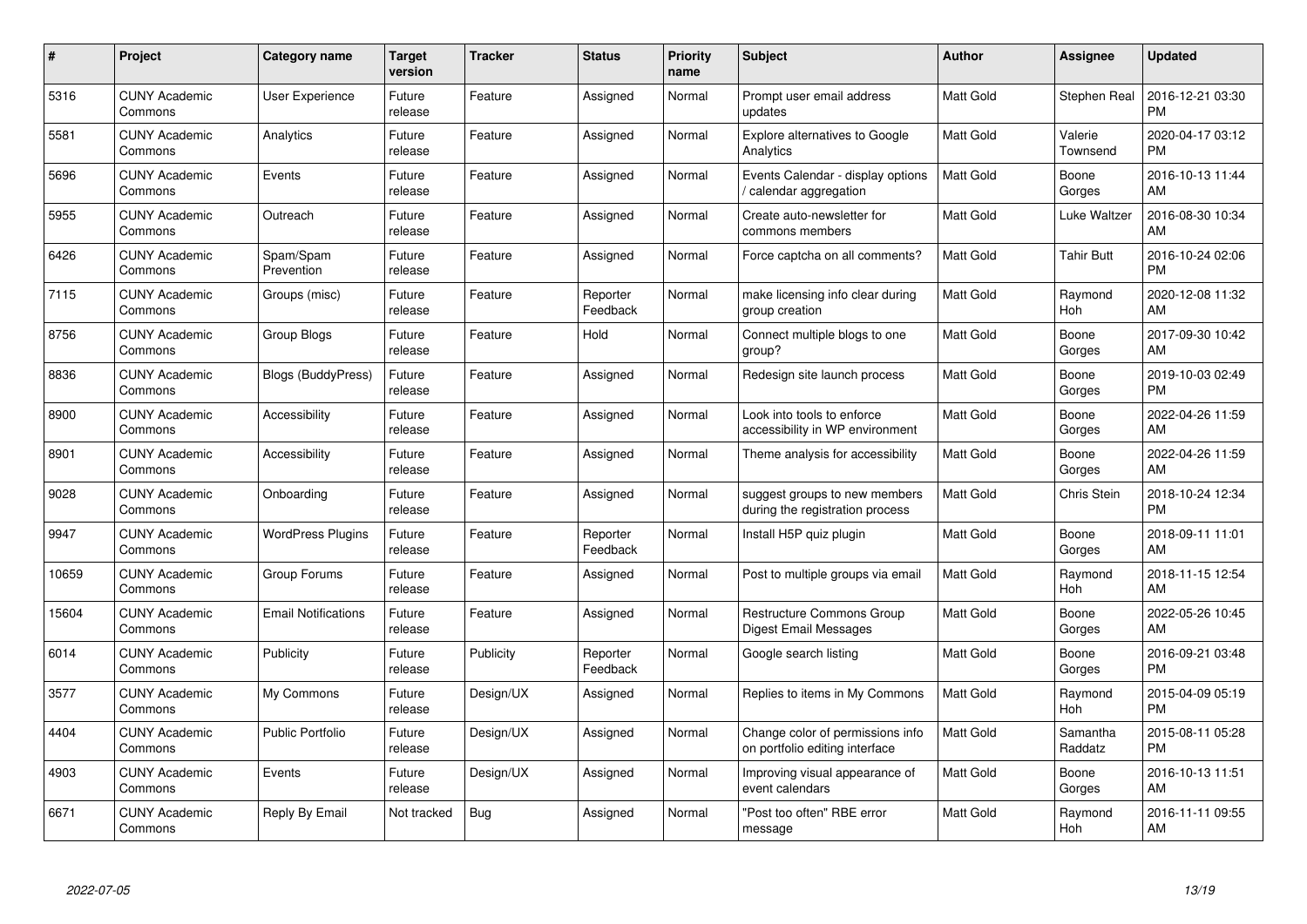| # | Project | Category name | Target version | Tracker | Status | Priority name | Subject | Author | Assignee | Updated |
|---|---|---|---|---|---|---|---|---|---|---|
| 5316 | CUNY Academic Commons | User Experience | Future release | Feature | Assigned | Normal | Prompt user email address updates | Matt Gold | Stephen Real | 2016-12-21 03:30 PM |
| 5581 | CUNY Academic Commons | Analytics | Future release | Feature | Assigned | Normal | Explore alternatives to Google Analytics | Matt Gold | Valerie Townsend | 2020-04-17 03:12 PM |
| 5696 | CUNY Academic Commons | Events | Future release | Feature | Assigned | Normal | Events Calendar - display options / calendar aggregation | Matt Gold | Boone Gorges | 2016-10-13 11:44 AM |
| 5955 | CUNY Academic Commons | Outreach | Future release | Feature | Assigned | Normal | Create auto-newsletter for commons members | Matt Gold | Luke Waltzer | 2016-08-30 10:34 AM |
| 6426 | CUNY Academic Commons | Spam/Spam Prevention | Future release | Feature | Assigned | Normal | Force captcha on all comments? | Matt Gold | Tahir Butt | 2016-10-24 02:06 PM |
| 7115 | CUNY Academic Commons | Groups (misc) | Future release | Feature | Reporter Feedback | Normal | make licensing info clear during group creation | Matt Gold | Raymond Hoh | 2020-12-08 11:32 AM |
| 8756 | CUNY Academic Commons | Group Blogs | Future release | Feature | Hold | Normal | Connect multiple blogs to one group? | Matt Gold | Boone Gorges | 2017-09-30 10:42 AM |
| 8836 | CUNY Academic Commons | Blogs (BuddyPress) | Future release | Feature | Assigned | Normal | Redesign site launch process | Matt Gold | Boone Gorges | 2019-10-03 02:49 PM |
| 8900 | CUNY Academic Commons | Accessibility | Future release | Feature | Assigned | Normal | Look into tools to enforce accessibility in WP environment | Matt Gold | Boone Gorges | 2022-04-26 11:59 AM |
| 8901 | CUNY Academic Commons | Accessibility | Future release | Feature | Assigned | Normal | Theme analysis for accessibility | Matt Gold | Boone Gorges | 2022-04-26 11:59 AM |
| 9028 | CUNY Academic Commons | Onboarding | Future release | Feature | Assigned | Normal | suggest groups to new members during the registration process | Matt Gold | Chris Stein | 2018-10-24 12:34 PM |
| 9947 | CUNY Academic Commons | WordPress Plugins | Future release | Feature | Reporter Feedback | Normal | Install H5P quiz plugin | Matt Gold | Boone Gorges | 2018-09-11 11:01 AM |
| 10659 | CUNY Academic Commons | Group Forums | Future release | Feature | Assigned | Normal | Post to multiple groups via email | Matt Gold | Raymond Hoh | 2018-11-15 12:54 AM |
| 15604 | CUNY Academic Commons | Email Notifications | Future release | Feature | Assigned | Normal | Restructure Commons Group Digest Email Messages | Matt Gold | Boone Gorges | 2022-05-26 10:45 AM |
| 6014 | CUNY Academic Commons | Publicity | Future release | Publicity | Reporter Feedback | Normal | Google search listing | Matt Gold | Boone Gorges | 2016-09-21 03:48 PM |
| 3577 | CUNY Academic Commons | My Commons | Future release | Design/UX | Assigned | Normal | Replies to items in My Commons | Matt Gold | Raymond Hoh | 2015-04-09 05:19 PM |
| 4404 | CUNY Academic Commons | Public Portfolio | Future release | Design/UX | Assigned | Normal | Change color of permissions info on portfolio editing interface | Matt Gold | Samantha Raddatz | 2015-08-11 05:28 PM |
| 4903 | CUNY Academic Commons | Events | Future release | Design/UX | Assigned | Normal | Improving visual appearance of event calendars | Matt Gold | Boone Gorges | 2016-10-13 11:51 AM |
| 6671 | CUNY Academic Commons | Reply By Email | Not tracked | Bug | Assigned | Normal | "Post too often" RBE error message | Matt Gold | Raymond Hoh | 2016-11-11 09:55 AM |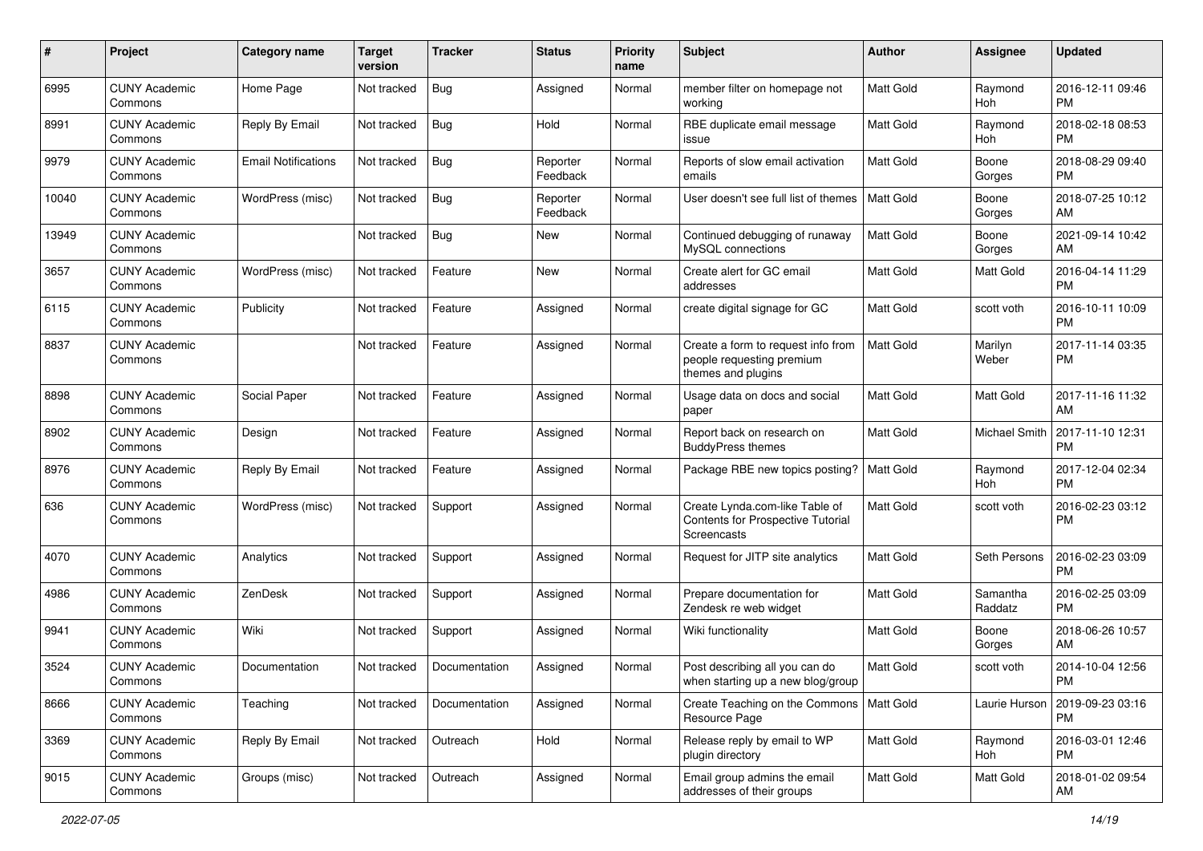| # | Project | Category name | Target version | Tracker | Status | Priority name | Subject | Author | Assignee | Updated |
|---|---|---|---|---|---|---|---|---|---|---|
| 6995 | CUNY Academic Commons | Home Page | Not tracked | Bug | Assigned | Normal | member filter on homepage not working | Matt Gold | Raymond Hoh | 2016-12-11 09:46 PM |
| 8991 | CUNY Academic Commons | Reply By Email | Not tracked | Bug | Hold | Normal | RBE duplicate email message issue | Matt Gold | Raymond Hoh | 2018-02-18 08:53 PM |
| 9979 | CUNY Academic Commons | Email Notifications | Not tracked | Bug | Reporter Feedback | Normal | Reports of slow email activation emails | Matt Gold | Boone Gorges | 2018-08-29 09:40 PM |
| 10040 | CUNY Academic Commons | WordPress (misc) | Not tracked | Bug | Reporter Feedback | Normal | User doesn't see full list of themes | Matt Gold | Boone Gorges | 2018-07-25 10:12 AM |
| 13949 | CUNY Academic Commons | | Not tracked | Bug | New | Normal | Continued debugging of runaway MySQL connections | Matt Gold | Boone Gorges | 2021-09-14 10:42 AM |
| 3657 | CUNY Academic Commons | WordPress (misc) | Not tracked | Feature | New | Normal | Create alert for GC email addresses | Matt Gold | Matt Gold | 2016-04-14 11:29 PM |
| 6115 | CUNY Academic Commons | Publicity | Not tracked | Feature | Assigned | Normal | create digital signage for GC | Matt Gold | scott voth | 2016-10-11 10:09 PM |
| 8837 | CUNY Academic Commons | | Not tracked | Feature | Assigned | Normal | Create a form to request info from people requesting premium themes and plugins | Matt Gold | Marilyn Weber | 2017-11-14 03:35 PM |
| 8898 | CUNY Academic Commons | Social Paper | Not tracked | Feature | Assigned | Normal | Usage data on docs and social paper | Matt Gold | Matt Gold | 2017-11-16 11:32 AM |
| 8902 | CUNY Academic Commons | Design | Not tracked | Feature | Assigned | Normal | Report back on research on BuddyPress themes | Matt Gold | Michael Smith | 2017-11-10 12:31 PM |
| 8976 | CUNY Academic Commons | Reply By Email | Not tracked | Feature | Assigned | Normal | Package RBE new topics posting? | Matt Gold | Raymond Hoh | 2017-12-04 02:34 PM |
| 636 | CUNY Academic Commons | WordPress (misc) | Not tracked | Support | Assigned | Normal | Create Lynda.com-like Table of Contents for Prospective Tutorial Screencasts | Matt Gold | scott voth | 2016-02-23 03:12 PM |
| 4070 | CUNY Academic Commons | Analytics | Not tracked | Support | Assigned | Normal | Request for JITP site analytics | Matt Gold | Seth Persons | 2016-02-23 03:09 PM |
| 4986 | CUNY Academic Commons | ZenDesk | Not tracked | Support | Assigned | Normal | Prepare documentation for Zendesk re web widget | Matt Gold | Samantha Raddatz | 2016-02-25 03:09 PM |
| 9941 | CUNY Academic Commons | Wiki | Not tracked | Support | Assigned | Normal | Wiki functionality | Matt Gold | Boone Gorges | 2018-06-26 10:57 AM |
| 3524 | CUNY Academic Commons | Documentation | Not tracked | Documentation | Assigned | Normal | Post describing all you can do when starting up a new blog/group | Matt Gold | scott voth | 2014-10-04 12:56 PM |
| 8666 | CUNY Academic Commons | Teaching | Not tracked | Documentation | Assigned | Normal | Create Teaching on the Commons Resource Page | Matt Gold | Laurie Hurson | 2019-09-23 03:16 PM |
| 3369 | CUNY Academic Commons | Reply By Email | Not tracked | Outreach | Hold | Normal | Release reply by email to WP plugin directory | Matt Gold | Raymond Hoh | 2016-03-01 12:46 PM |
| 9015 | CUNY Academic Commons | Groups (misc) | Not tracked | Outreach | Assigned | Normal | Email group admins the email addresses of their groups | Matt Gold | Matt Gold | 2018-01-02 09:54 AM |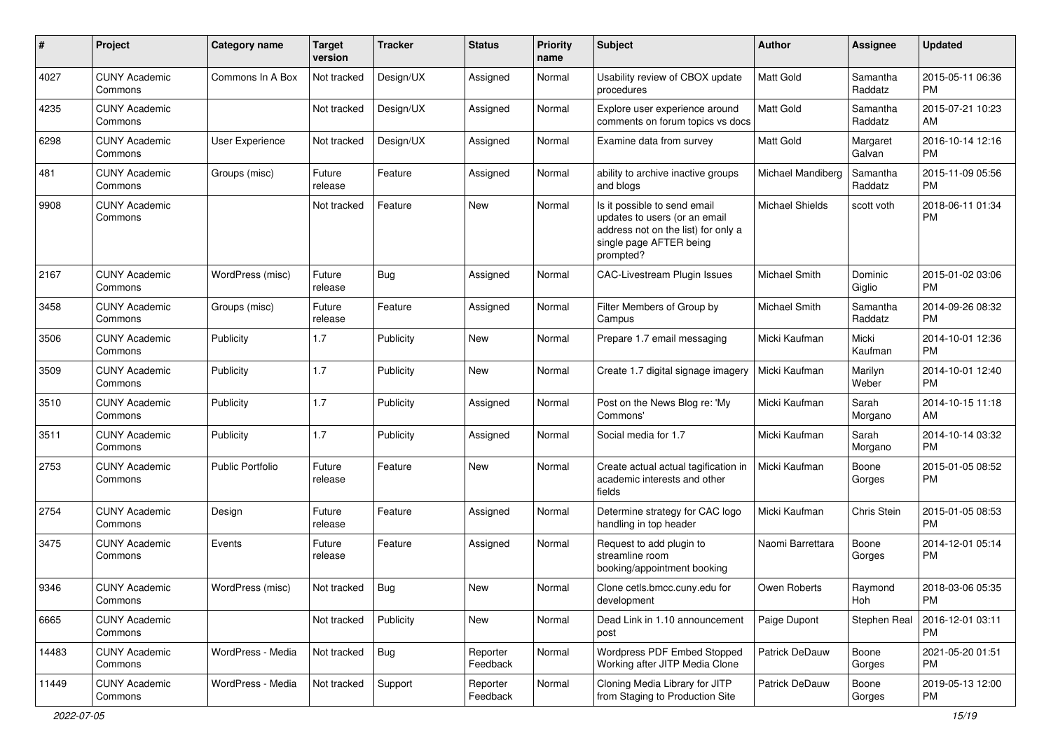| # | Project | Category name | Target version | Tracker | Status | Priority name | Subject | Author | Assignee | Updated |
|---|---|---|---|---|---|---|---|---|---|---|
| 4027 | CUNY Academic Commons | Commons In A Box | Not tracked | Design/UX | Assigned | Normal | Usability review of CBOX update procedures | Matt Gold | Samantha Raddatz | 2015-05-11 06:36 PM |
| 4235 | CUNY Academic Commons | | Not tracked | Design/UX | Assigned | Normal | Explore user experience around comments on forum topics vs docs | Matt Gold | Samantha Raddatz | 2015-07-21 10:23 AM |
| 6298 | CUNY Academic Commons | User Experience | Not tracked | Design/UX | Assigned | Normal | Examine data from survey | Matt Gold | Margaret Galvan | 2016-10-14 12:16 PM |
| 481 | CUNY Academic Commons | Groups (misc) | Future release | Feature | Assigned | Normal | ability to archive inactive groups and blogs | Michael Mandiberg | Samantha Raddatz | 2015-11-09 05:56 PM |
| 9908 | CUNY Academic Commons | | Not tracked | Feature | New | Normal | Is it possible to send email updates to users (or an email address not on the list) for only a single page AFTER being prompted? | Michael Shields | scott voth | 2018-06-11 01:34 PM |
| 2167 | CUNY Academic Commons | WordPress (misc) | Future release | Bug | Assigned | Normal | CAC-Livestream Plugin Issues | Michael Smith | Dominic Giglio | 2015-01-02 03:06 PM |
| 3458 | CUNY Academic Commons | Groups (misc) | Future release | Feature | Assigned | Normal | Filter Members of Group by Campus | Michael Smith | Samantha Raddatz | 2014-09-26 08:32 PM |
| 3506 | CUNY Academic Commons | Publicity | 1.7 | Publicity | New | Normal | Prepare 1.7 email messaging | Micki Kaufman | Micki Kaufman | 2014-10-01 12:36 PM |
| 3509 | CUNY Academic Commons | Publicity | 1.7 | Publicity | New | Normal | Create 1.7 digital signage imagery | Micki Kaufman | Marilyn Weber | 2014-10-01 12:40 PM |
| 3510 | CUNY Academic Commons | Publicity | 1.7 | Publicity | Assigned | Normal | Post on the News Blog re: 'My Commons' | Micki Kaufman | Sarah Morgano | 2014-10-15 11:18 AM |
| 3511 | CUNY Academic Commons | Publicity | 1.7 | Publicity | Assigned | Normal | Social media for 1.7 | Micki Kaufman | Sarah Morgano | 2014-10-14 03:32 PM |
| 2753 | CUNY Academic Commons | Public Portfolio | Future release | Feature | New | Normal | Create actual actual tagification in academic interests and other fields | Micki Kaufman | Boone Gorges | 2015-01-05 08:52 PM |
| 2754 | CUNY Academic Commons | Design | Future release | Feature | Assigned | Normal | Determine strategy for CAC logo handling in top header | Micki Kaufman | Chris Stein | 2015-01-05 08:53 PM |
| 3475 | CUNY Academic Commons | Events | Future release | Feature | Assigned | Normal | Request to add plugin to streamline room booking/appointment booking | Naomi Barrettara | Boone Gorges | 2014-12-01 05:14 PM |
| 9346 | CUNY Academic Commons | WordPress (misc) | Not tracked | Bug | New | Normal | Clone cetls.bmcc.cuny.edu for development | Owen Roberts | Raymond Hoh | 2018-03-06 05:35 PM |
| 6665 | CUNY Academic Commons | | Not tracked | Publicity | New | Normal | Dead Link in 1.10 announcement post | Paige Dupont | Stephen Real | 2016-12-01 03:11 PM |
| 14483 | CUNY Academic Commons | WordPress - Media | Not tracked | Bug | Reporter Feedback | Normal | Wordpress PDF Embed Stopped Working after JITP Media Clone | Patrick DeDauw | Boone Gorges | 2021-05-20 01:51 PM |
| 11449 | CUNY Academic Commons | WordPress - Media | Not tracked | Support | Reporter Feedback | Normal | Cloning Media Library for JITP from Staging to Production Site | Patrick DeDauw | Boone Gorges | 2019-05-13 12:00 PM |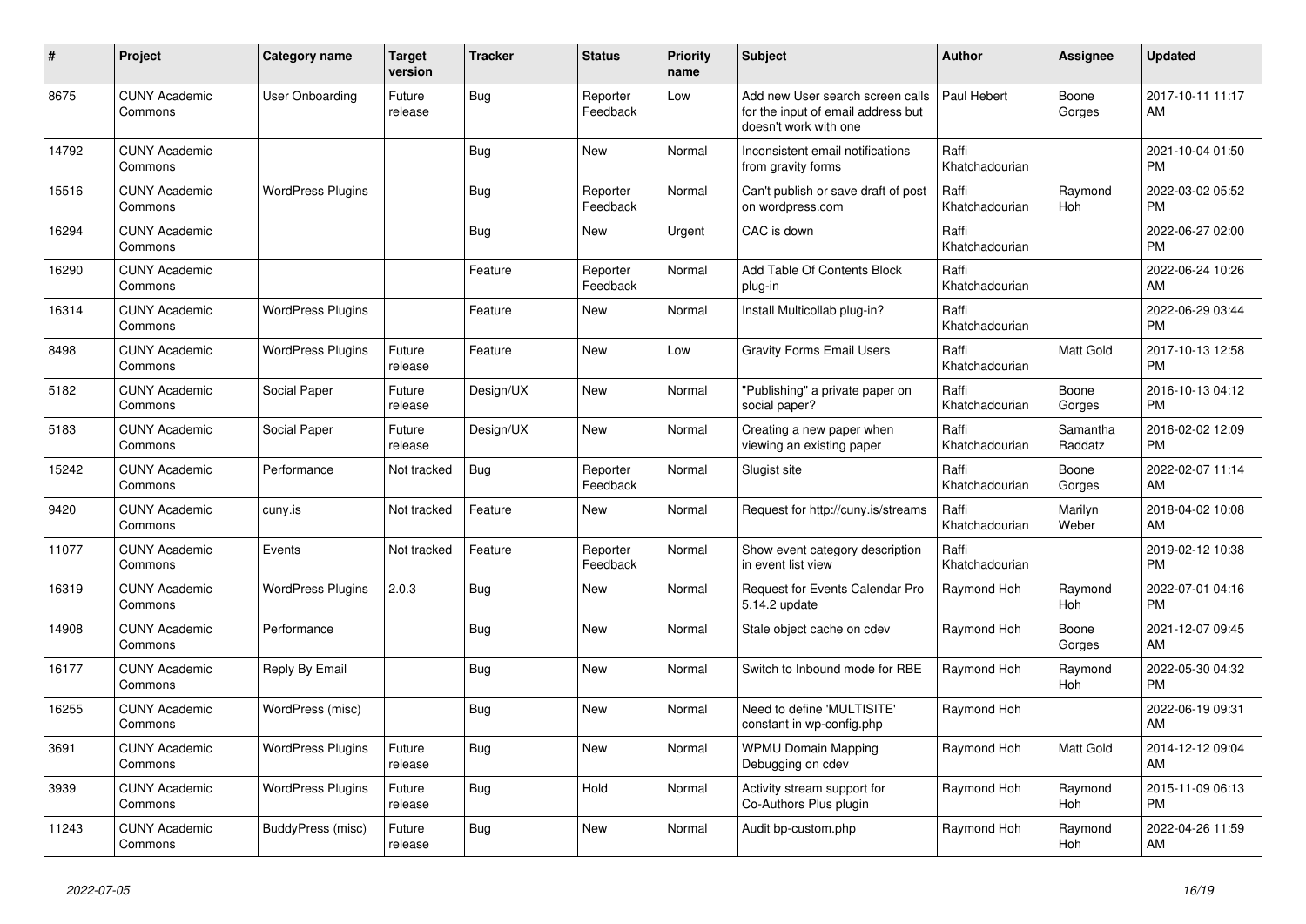| # | Project | Category name | Target version | Tracker | Status | Priority name | Subject | Author | Assignee | Updated |
|---|---|---|---|---|---|---|---|---|---|---|
| 8675 | CUNY Academic Commons | User Onboarding | Future release | Bug | Reporter Feedback | Low | Add new User search screen calls for the input of email address but doesn't work with one | Paul Hebert | Boone Gorges | 2017-10-11 11:17 AM |
| 14792 | CUNY Academic Commons | | | Bug | New | Normal | Inconsistent email notifications from gravity forms | Raffi Khatchadourian | | 2021-10-04 01:50 PM |
| 15516 | CUNY Academic Commons | WordPress Plugins | | Bug | Reporter Feedback | Normal | Can't publish or save draft of post on wordpress.com | Raffi Khatchadourian | Raymond Hoh | 2022-03-02 05:52 PM |
| 16294 | CUNY Academic Commons | | | Bug | New | Urgent | CAC is down | Raffi Khatchadourian | | 2022-06-27 02:00 PM |
| 16290 | CUNY Academic Commons | | | Feature | Reporter Feedback | Normal | Add Table Of Contents Block plug-in | Raffi Khatchadourian | | 2022-06-24 10:26 AM |
| 16314 | CUNY Academic Commons | WordPress Plugins | | Feature | New | Normal | Install Multicollab plug-in? | Raffi Khatchadourian | | 2022-06-29 03:44 PM |
| 8498 | CUNY Academic Commons | WordPress Plugins | Future release | Feature | New | Low | Gravity Forms Email Users | Raffi Khatchadourian | Matt Gold | 2017-10-13 12:58 PM |
| 5182 | CUNY Academic Commons | Social Paper | Future release | Design/UX | New | Normal | "Publishing" a private paper on social paper? | Raffi Khatchadourian | Boone Gorges | 2016-10-13 04:12 PM |
| 5183 | CUNY Academic Commons | Social Paper | Future release | Design/UX | New | Normal | Creating a new paper when viewing an existing paper | Raffi Khatchadourian | Samantha Raddatz | 2016-02-02 12:09 PM |
| 15242 | CUNY Academic Commons | Performance | Not tracked | Bug | Reporter Feedback | Normal | Slugist site | Raffi Khatchadourian | Boone Gorges | 2022-02-07 11:14 AM |
| 9420 | CUNY Academic Commons | cuny.is | Not tracked | Feature | New | Normal | Request for http://cuny.is/streams | Raffi Khatchadourian | Marilyn Weber | 2018-04-02 10:08 AM |
| 11077 | CUNY Academic Commons | Events | Not tracked | Feature | Reporter Feedback | Normal | Show event category description in event list view | Raffi Khatchadourian | | 2019-02-12 10:38 PM |
| 16319 | CUNY Academic Commons | WordPress Plugins | 2.0.3 | Bug | New | Normal | Request for Events Calendar Pro 5.14.2 update | Raymond Hoh | Raymond Hoh | 2022-07-01 04:16 PM |
| 14908 | CUNY Academic Commons | Performance | | Bug | New | Normal | Stale object cache on cdev | Raymond Hoh | Boone Gorges | 2021-12-07 09:45 AM |
| 16177 | CUNY Academic Commons | Reply By Email | | Bug | New | Normal | Switch to Inbound mode for RBE | Raymond Hoh | Raymond Hoh | 2022-05-30 04:32 PM |
| 16255 | CUNY Academic Commons | WordPress (misc) | | Bug | New | Normal | Need to define 'MULTISITE' constant in wp-config.php | Raymond Hoh | | 2022-06-19 09:31 AM |
| 3691 | CUNY Academic Commons | WordPress Plugins | Future release | Bug | New | Normal | WPMU Domain Mapping Debugging on cdev | Raymond Hoh | Matt Gold | 2014-12-12 09:04 AM |
| 3939 | CUNY Academic Commons | WordPress Plugins | Future release | Bug | Hold | Normal | Activity stream support for Co-Authors Plus plugin | Raymond Hoh | Raymond Hoh | 2015-11-09 06:13 PM |
| 11243 | CUNY Academic Commons | BuddyPress (misc) | Future release | Bug | New | Normal | Audit bp-custom.php | Raymond Hoh | Raymond Hoh | 2022-04-26 11:59 AM |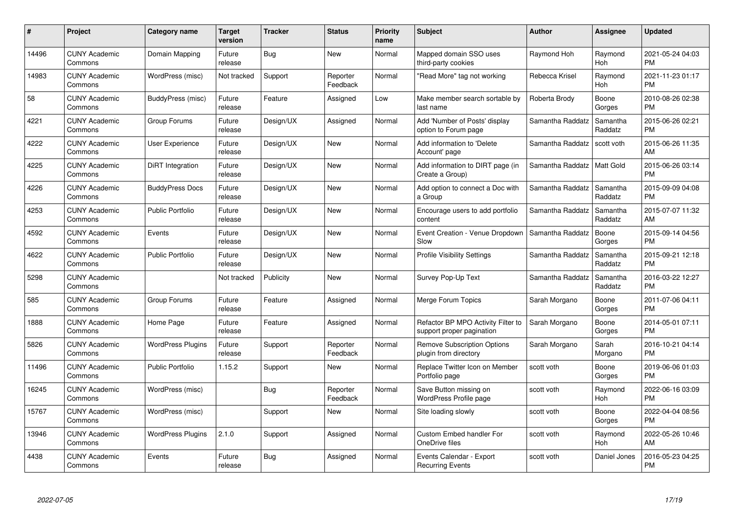| # | Project | Category name | Target version | Tracker | Status | Priority name | Subject | Author | Assignee | Updated |
|---|---|---|---|---|---|---|---|---|---|---|
| 14496 | CUNY Academic Commons | Domain Mapping | Future release | Bug | New | Normal | Mapped domain SSO uses third-party cookies | Raymond Hoh | Raymond Hoh | 2021-05-24 04:03 PM |
| 14983 | CUNY Academic Commons | WordPress (misc) | Not tracked | Support | Reporter Feedback | Normal | "Read More" tag not working | Rebecca Krisel | Raymond Hoh | 2021-11-23 01:17 PM |
| 58 | CUNY Academic Commons | BuddyPress (misc) | Future release | Feature | Assigned | Low | Make member search sortable by last name | Roberta Brody | Boone Gorges | 2010-08-26 02:38 PM |
| 4221 | CUNY Academic Commons | Group Forums | Future release | Design/UX | Assigned | Normal | Add 'Number of Posts' display option to Forum page | Samantha Raddatz | Samantha Raddatz | 2015-06-26 02:21 PM |
| 4222 | CUNY Academic Commons | User Experience | Future release | Design/UX | New | Normal | Add information to 'Delete Account' page | Samantha Raddatz | scott voth | 2015-06-26 11:35 AM |
| 4225 | CUNY Academic Commons | DiRT Integration | Future release | Design/UX | New | Normal | Add information to DIRT page (in Create a Group) | Samantha Raddatz | Matt Gold | 2015-06-26 03:14 PM |
| 4226 | CUNY Academic Commons | BuddyPress Docs | Future release | Design/UX | New | Normal | Add option to connect a Doc with a Group | Samantha Raddatz | Samantha Raddatz | 2015-09-09 04:08 PM |
| 4253 | CUNY Academic Commons | Public Portfolio | Future release | Design/UX | New | Normal | Encourage users to add portfolio content | Samantha Raddatz | Samantha Raddatz | 2015-07-07 11:32 AM |
| 4592 | CUNY Academic Commons | Events | Future release | Design/UX | New | Normal | Event Creation - Venue Dropdown Slow | Samantha Raddatz | Boone Gorges | 2015-09-14 04:56 PM |
| 4622 | CUNY Academic Commons | Public Portfolio | Future release | Design/UX | New | Normal | Profile Visibility Settings | Samantha Raddatz | Samantha Raddatz | 2015-09-21 12:18 PM |
| 5298 | CUNY Academic Commons | | Not tracked | Publicity | New | Normal | Survey Pop-Up Text | Samantha Raddatz | Samantha Raddatz | 2016-03-22 12:27 PM |
| 585 | CUNY Academic Commons | Group Forums | Future release | Feature | Assigned | Normal | Merge Forum Topics | Sarah Morgano | Boone Gorges | 2011-07-06 04:11 PM |
| 1888 | CUNY Academic Commons | Home Page | Future release | Feature | Assigned | Normal | Refactor BP MPO Activity Filter to support proper pagination | Sarah Morgano | Boone Gorges | 2014-05-01 07:11 PM |
| 5826 | CUNY Academic Commons | WordPress Plugins | Future release | Support | Reporter Feedback | Normal | Remove Subscription Options plugin from directory | Sarah Morgano | Sarah Morgano | 2016-10-21 04:14 PM |
| 11496 | CUNY Academic Commons | Public Portfolio | 1.15.2 | Support | New | Normal | Replace Twitter Icon on Member Portfolio page | scott voth | Boone Gorges | 2019-06-06 01:03 PM |
| 16245 | CUNY Academic Commons | WordPress (misc) | | Bug | Reporter Feedback | Normal | Save Button missing on WordPress Profile page | scott voth | Raymond Hoh | 2022-06-16 03:09 PM |
| 15767 | CUNY Academic Commons | WordPress (misc) | | Support | New | Normal | Site loading slowly | scott voth | Boone Gorges | 2022-04-04 08:56 PM |
| 13946 | CUNY Academic Commons | WordPress Plugins | 2.1.0 | Support | Assigned | Normal | Custom Embed handler For OneDrive files | scott voth | Raymond Hoh | 2022-05-26 10:46 AM |
| 4438 | CUNY Academic Commons | Events | Future release | Bug | Assigned | Normal | Events Calendar - Export Recurring Events | scott voth | Daniel Jones | 2016-05-23 04:25 PM |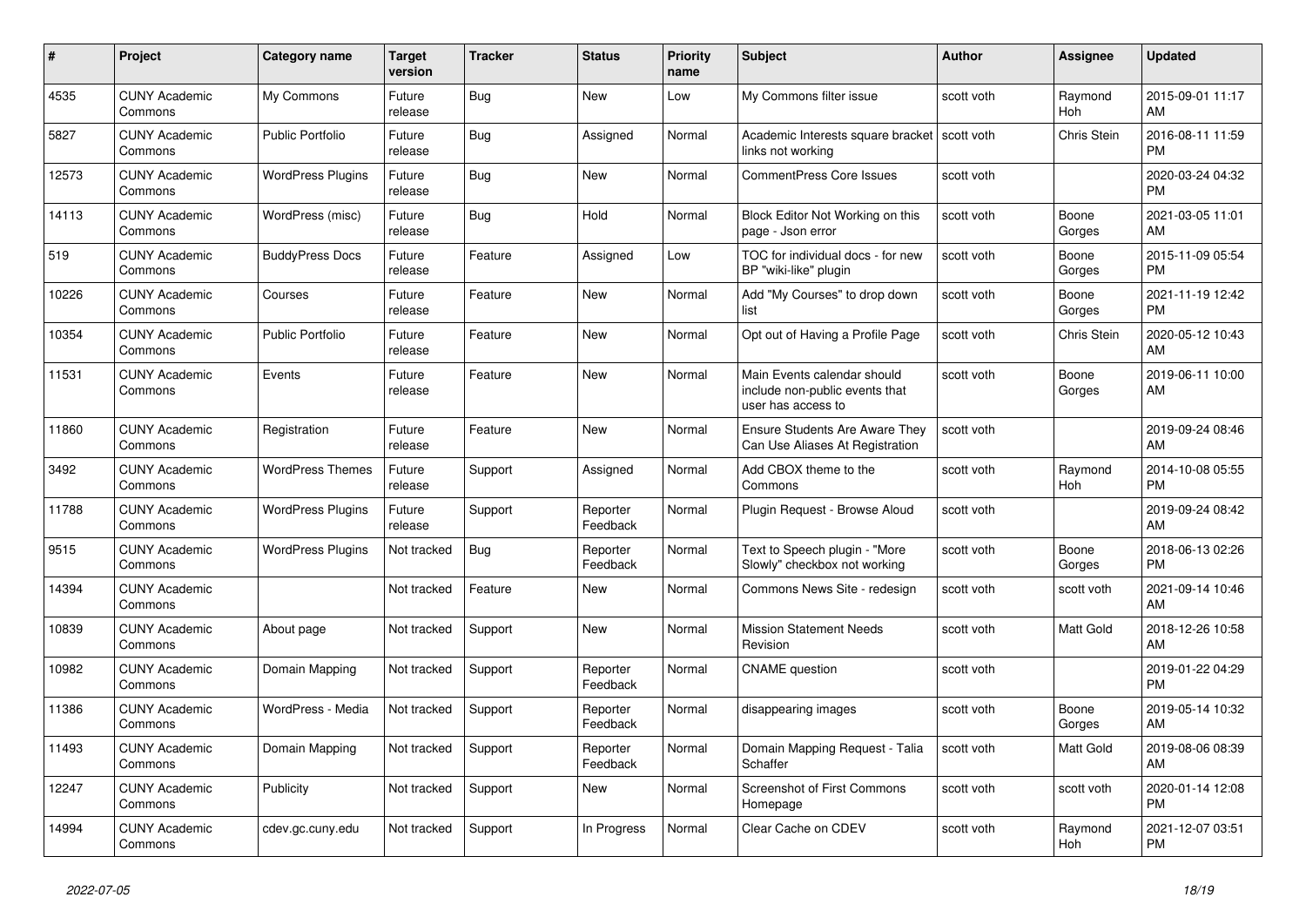| # | Project | Category name | Target version | Tracker | Status | Priority name | Subject | Author | Assignee | Updated |
|---|---|---|---|---|---|---|---|---|---|---|
| 4535 | CUNY Academic Commons | My Commons | Future release | Bug | New | Low | My Commons filter issue | scott voth | Raymond Hoh | 2015-09-01 11:17 AM |
| 5827 | CUNY Academic Commons | Public Portfolio | Future release | Bug | Assigned | Normal | Academic Interests square bracket links not working | scott voth | Chris Stein | 2016-08-11 11:59 PM |
| 12573 | CUNY Academic Commons | WordPress Plugins | Future release | Bug | New | Normal | CommentPress Core Issues | scott voth | | 2020-03-24 04:32 PM |
| 14113 | CUNY Academic Commons | WordPress (misc) | Future release | Bug | Hold | Normal | Block Editor Not Working on this page - Json error | scott voth | Boone Gorges | 2021-03-05 11:01 AM |
| 519 | CUNY Academic Commons | BuddyPress Docs | Future release | Feature | Assigned | Low | TOC for individual docs - for new BP "wiki-like" plugin | scott voth | Boone Gorges | 2015-11-09 05:54 PM |
| 10226 | CUNY Academic Commons | Courses | Future release | Feature | New | Normal | Add "My Courses" to drop down list | scott voth | Boone Gorges | 2021-11-19 12:42 PM |
| 10354 | CUNY Academic Commons | Public Portfolio | Future release | Feature | New | Normal | Opt out of Having a Profile Page | scott voth | Chris Stein | 2020-05-12 10:43 AM |
| 11531 | CUNY Academic Commons | Events | Future release | Feature | New | Normal | Main Events calendar should include non-public events that user has access to | scott voth | Boone Gorges | 2019-06-11 10:00 AM |
| 11860 | CUNY Academic Commons | Registration | Future release | Feature | New | Normal | Ensure Students Are Aware They Can Use Aliases At Registration | scott voth | | 2019-09-24 08:46 AM |
| 3492 | CUNY Academic Commons | WordPress Themes | Future release | Support | Assigned | Normal | Add CBOX theme to the Commons | scott voth | Raymond Hoh | 2014-10-08 05:55 PM |
| 11788 | CUNY Academic Commons | WordPress Plugins | Future release | Support | Reporter Feedback | Normal | Plugin Request - Browse Aloud | scott voth | | 2019-09-24 08:42 AM |
| 9515 | CUNY Academic Commons | WordPress Plugins | Not tracked | Bug | Reporter Feedback | Normal | Text to Speech plugin - "More Slowly" checkbox not working | scott voth | Boone Gorges | 2018-06-13 02:26 PM |
| 14394 | CUNY Academic Commons | | Not tracked | Feature | New | Normal | Commons News Site - redesign | scott voth | scott voth | 2021-09-14 10:46 AM |
| 10839 | CUNY Academic Commons | About page | Not tracked | Support | New | Normal | Mission Statement Needs Revision | scott voth | Matt Gold | 2018-12-26 10:58 AM |
| 10982 | CUNY Academic Commons | Domain Mapping | Not tracked | Support | Reporter Feedback | Normal | CNAME question | scott voth | | 2019-01-22 04:29 PM |
| 11386 | CUNY Academic Commons | WordPress - Media | Not tracked | Support | Reporter Feedback | Normal | disappearing images | scott voth | Boone Gorges | 2019-05-14 10:32 AM |
| 11493 | CUNY Academic Commons | Domain Mapping | Not tracked | Support | Reporter Feedback | Normal | Domain Mapping Request - Talia Schaffer | scott voth | Matt Gold | 2019-08-06 08:39 AM |
| 12247 | CUNY Academic Commons | Publicity | Not tracked | Support | New | Normal | Screenshot of First Commons Homepage | scott voth | scott voth | 2020-01-14 12:08 PM |
| 14994 | CUNY Academic Commons | cdev.gc.cuny.edu | Not tracked | Support | In Progress | Normal | Clear Cache on CDEV | scott voth | Raymond Hoh | 2021-12-07 03:51 PM |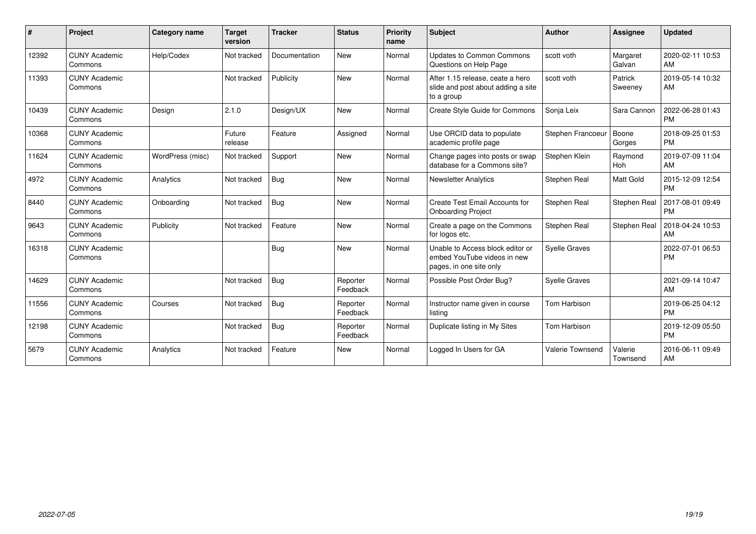| # | Project | Category name | Target version | Tracker | Status | Priority name | Subject | Author | Assignee | Updated |
|---|---|---|---|---|---|---|---|---|---|---|
| 12392 | CUNY Academic Commons | Help/Codex | Not tracked | Documentation | New | Normal | Updates to Common Commons Questions on Help Page | scott voth | Margaret Galvan | 2020-02-11 10:53 AM |
| 11393 | CUNY Academic Commons | | Not tracked | Publicity | New | Normal | After 1.15 release, ceate a hero slide and post about adding a site to a group | scott voth | Patrick Sweeney | 2019-05-14 10:32 AM |
| 10439 | CUNY Academic Commons | Design | 2.1.0 | Design/UX | New | Normal | Create Style Guide for Commons | Sonja Leix | Sara Cannon | 2022-06-28 01:43 PM |
| 10368 | CUNY Academic Commons | | Future release | Feature | Assigned | Normal | Use ORCID data to populate academic profile page | Stephen Francoeur | Boone Gorges | 2018-09-25 01:53 PM |
| 11624 | CUNY Academic Commons | WordPress (misc) | Not tracked | Support | New | Normal | Change pages into posts or swap database for a Commons site? | Stephen Klein | Raymond Hoh | 2019-07-09 11:04 AM |
| 4972 | CUNY Academic Commons | Analytics | Not tracked | Bug | New | Normal | Newsletter Analytics | Stephen Real | Matt Gold | 2015-12-09 12:54 PM |
| 8440 | CUNY Academic Commons | Onboarding | Not tracked | Bug | New | Normal | Create Test Email Accounts for Onboarding Project | Stephen Real | Stephen Real | 2017-08-01 09:49 PM |
| 9643 | CUNY Academic Commons | Publicity | Not tracked | Feature | New | Normal | Create a page on the Commons for logos etc. | Stephen Real | Stephen Real | 2018-04-24 10:53 AM |
| 16318 | CUNY Academic Commons | | | Bug | New | Normal | Unable to Access block editor or embed YouTube videos in new pages, in one site only | Syelle Graves | | 2022-07-01 06:53 PM |
| 14629 | CUNY Academic Commons | | Not tracked | Bug | Reporter Feedback | Normal | Possible Post Order Bug? | Syelle Graves | | 2021-09-14 10:47 AM |
| 11556 | CUNY Academic Commons | Courses | Not tracked | Bug | Reporter Feedback | Normal | Instructor name given in course listing | Tom Harbison | | 2019-06-25 04:12 PM |
| 12198 | CUNY Academic Commons | | Not tracked | Bug | Reporter Feedback | Normal | Duplicate listing in My Sites | Tom Harbison | | 2019-12-09 05:50 PM |
| 5679 | CUNY Academic Commons | Analytics | Not tracked | Feature | New | Normal | Logged In Users for GA | Valerie Townsend | Valerie Townsend | 2016-06-11 09:49 AM |